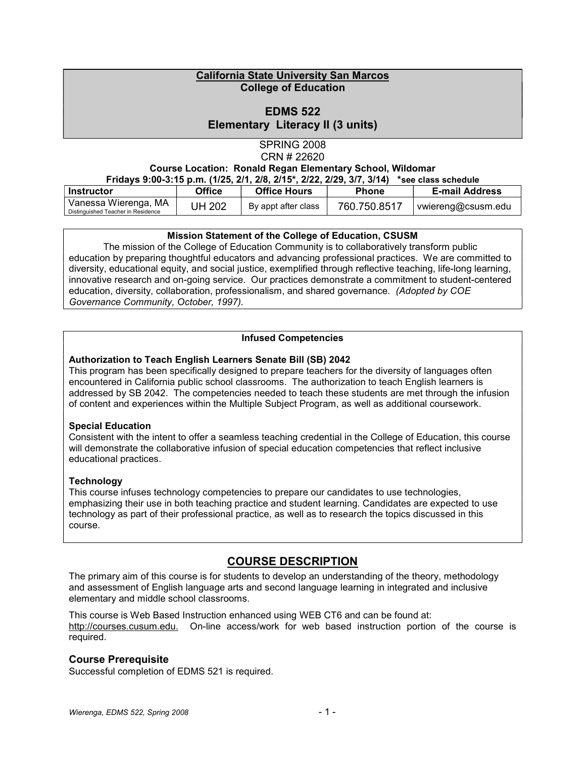**California State University San Marcos**
**College of Education**

# EDMS 522
# Elementary Literacy II (3 units)

SPRING 2008
CRN # 22620

**Course Location: Ronald Regan Elementary School, Wildomar**
**Fridays 9:00-3:15 p.m. (1/25, 2/1, 2/8, 2/15*, 2/22, 2/29, 3/7, 3/14) *see class schedule**

| Instructor | Office | Office Hours | Phone | E-mail Address |
|---|---|---|---|---|
| Vanessa Wierenga, MA<br>Distinguished Teacher in Residence | UH 202 | By appt after class | 760.750.8517 | vwiereng@csusm.edu |

**Mission Statement of the College of Education, CSUSM**

The mission of the College of Education Community is to collaboratively transform public education by preparing thoughtful educators and advancing professional practices. We are committed to diversity, educational equity, and social justice, exemplified through reflective teaching, life-long learning, innovative research and on-going service. Our practices demonstrate a commitment to student-centered education, diversity, collaboration, professionalism, and shared governance. *(Adopted by COE Governance Community, October, 1997).*

**Infused Competencies**

**Authorization to Teach English Learners Senate Bill (SB) 2042**
This program has been specifically designed to prepare teachers for the diversity of languages often encountered in California public school classrooms. The authorization to teach English learners is addressed by SB 2042. The competencies needed to teach these students are met through the infusion of content and experiences within the Multiple Subject Program, as well as additional coursework.

**Special Education**
Consistent with the intent to offer a seamless teaching credential in the College of Education, this course will demonstrate the collaborative infusion of special education competencies that reflect inclusive educational practices.

**Technology**
This course infuses technology competencies to prepare our candidates to use technologies, emphasizing their use in both teaching practice and student learning. Candidates are expected to use technology as part of their professional practice, as well as to research the topics discussed in this course.

## COURSE DESCRIPTION

The primary aim of this course is for students to develop an understanding of the theory, methodology and assessment of English language arts and second language learning in integrated and inclusive elementary and middle school classrooms.

This course is Web Based Instruction enhanced using WEB CT6 and can be found at: http://courses.cusum.edu. On-line access/work for web based instruction portion of the course is required.

### Course Prerequisite

Successful completion of EDMS 521 is required.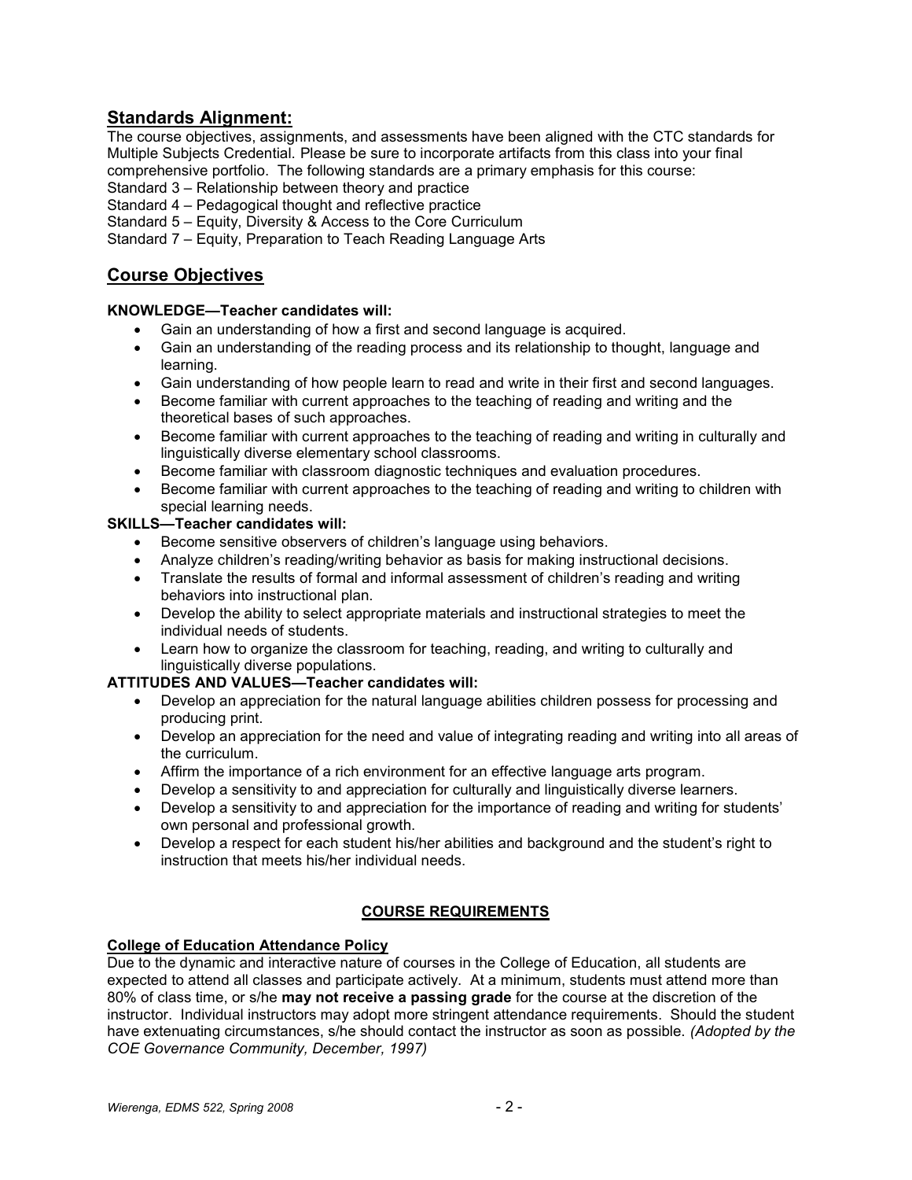## Standards Alignment:

The course objectives, assignments, and assessments have been aligned with the CTC standards for Multiple Subjects Credential. Please be sure to incorporate artifacts from this class into your final comprehensive portfolio. The following standards are a primary emphasis for this course:

Standard 3 – Relationship between theory and practice
Standard 4 – Pedagogical thought and reflective practice
Standard 5 – Equity, Diversity & Access to the Core Curriculum
Standard 7 – Equity, Preparation to Teach Reading Language Arts

## Course Objectives

**KNOWLEDGE—Teacher candidates will:**

- Gain an understanding of how a first and second language is acquired.
- Gain an understanding of the reading process and its relationship to thought, language and learning.
- Gain understanding of how people learn to read and write in their first and second languages.
- Become familiar with current approaches to the teaching of reading and writing and the theoretical bases of such approaches.
- Become familiar with current approaches to the teaching of reading and writing in culturally and linguistically diverse elementary school classrooms.
- Become familiar with classroom diagnostic techniques and evaluation procedures.
- Become familiar with current approaches to the teaching of reading and writing to children with special learning needs.

**SKILLS—Teacher candidates will:**

- Become sensitive observers of children's language using behaviors.
- Analyze children's reading/writing behavior as basis for making instructional decisions.
- Translate the results of formal and informal assessment of children's reading and writing behaviors into instructional plan.
- Develop the ability to select appropriate materials and instructional strategies to meet the individual needs of students.
- Learn how to organize the classroom for teaching, reading, and writing to culturally and linguistically diverse populations.

**ATTITUDES AND VALUES—Teacher candidates will:**

- Develop an appreciation for the natural language abilities children possess for processing and producing print.
- Develop an appreciation for the need and value of integrating reading and writing into all areas of the curriculum.
- Affirm the importance of a rich environment for an effective language arts program.
- Develop a sensitivity to and appreciation for culturally and linguistically diverse learners.
- Develop a sensitivity to and appreciation for the importance of reading and writing for students' own personal and professional growth.
- Develop a respect for each student his/her abilities and background and the student's right to instruction that meets his/her individual needs.

## COURSE REQUIREMENTS

### College of Education Attendance Policy

Due to the dynamic and interactive nature of courses in the College of Education, all students are expected to attend all classes and participate actively. At a minimum, students must attend more than 80% of class time, or s/he **may not receive a passing grade** for the course at the discretion of the instructor. Individual instructors may adopt more stringent attendance requirements. Should the student have extenuating circumstances, s/he should contact the instructor as soon as possible. *(Adopted by the COE Governance Community, December, 1997)*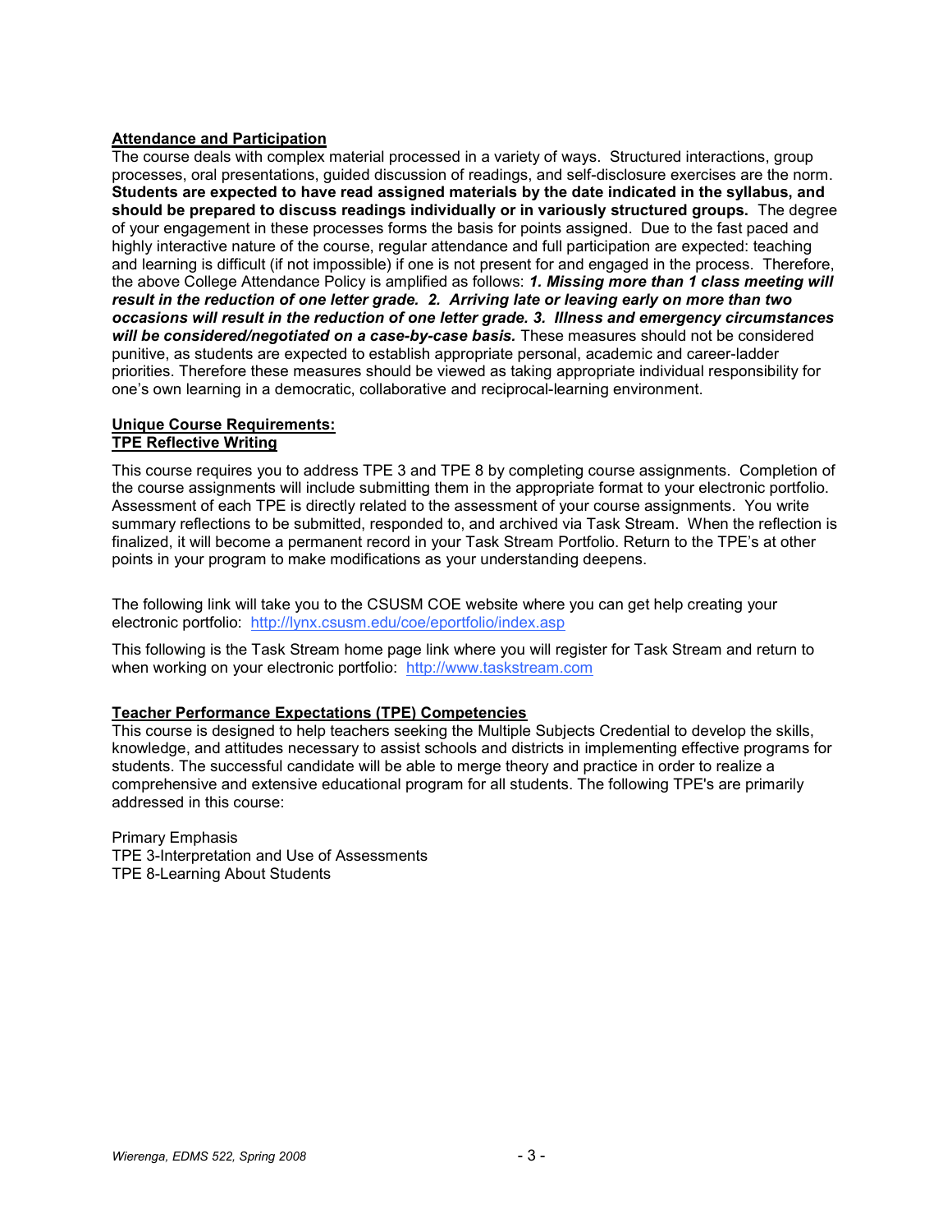**Attendance and Participation**

The course deals with complex material processed in a variety of ways. Structured interactions, group processes, oral presentations, guided discussion of readings, and self-disclosure exercises are the norm. **Students are expected to have read assigned materials by the date indicated in the syllabus, and should be prepared to discuss readings individually or in variously structured groups.** The degree of your engagement in these processes forms the basis for points assigned. Due to the fast paced and highly interactive nature of the course, regular attendance and full participation are expected: teaching and learning is difficult (if not impossible) if one is not present for and engaged in the process. Therefore, the above College Attendance Policy is amplified as follows: ***1. Missing more than 1 class meeting will result in the reduction of one letter grade. 2. Arriving late or leaving early on more than two occasions will result in the reduction of one letter grade. 3. Illness and emergency circumstances will be considered/negotiated on a case-by-case basis.*** These measures should not be considered punitive, as students are expected to establish appropriate personal, academic and career-ladder priorities. Therefore these measures should be viewed as taking appropriate individual responsibility for one's own learning in a democratic, collaborative and reciprocal-learning environment.

**Unique Course Requirements:**
**TPE Reflective Writing**

This course requires you to address TPE 3 and TPE 8 by completing course assignments. Completion of the course assignments will include submitting them in the appropriate format to your electronic portfolio. Assessment of each TPE is directly related to the assessment of your course assignments. You write summary reflections to be submitted, responded to, and archived via Task Stream. When the reflection is finalized, it will become a permanent record in your Task Stream Portfolio. Return to the TPE's at other points in your program to make modifications as your understanding deepens.

The following link will take you to the CSUSM COE website where you can get help creating your electronic portfolio: http://lynx.csusm.edu/coe/eportfolio/index.asp

This following is the Task Stream home page link where you will register for Task Stream and return to when working on your electronic portfolio: http://www.taskstream.com

**Teacher Performance Expectations (TPE) Competencies**

This course is designed to help teachers seeking the Multiple Subjects Credential to develop the skills, knowledge, and attitudes necessary to assist schools and districts in implementing effective programs for students. The successful candidate will be able to merge theory and practice in order to realize a comprehensive and extensive educational program for all students. The following TPE's are primarily addressed in this course:

Primary Emphasis
TPE 3-Interpretation and Use of Assessments
TPE 8-Learning About Students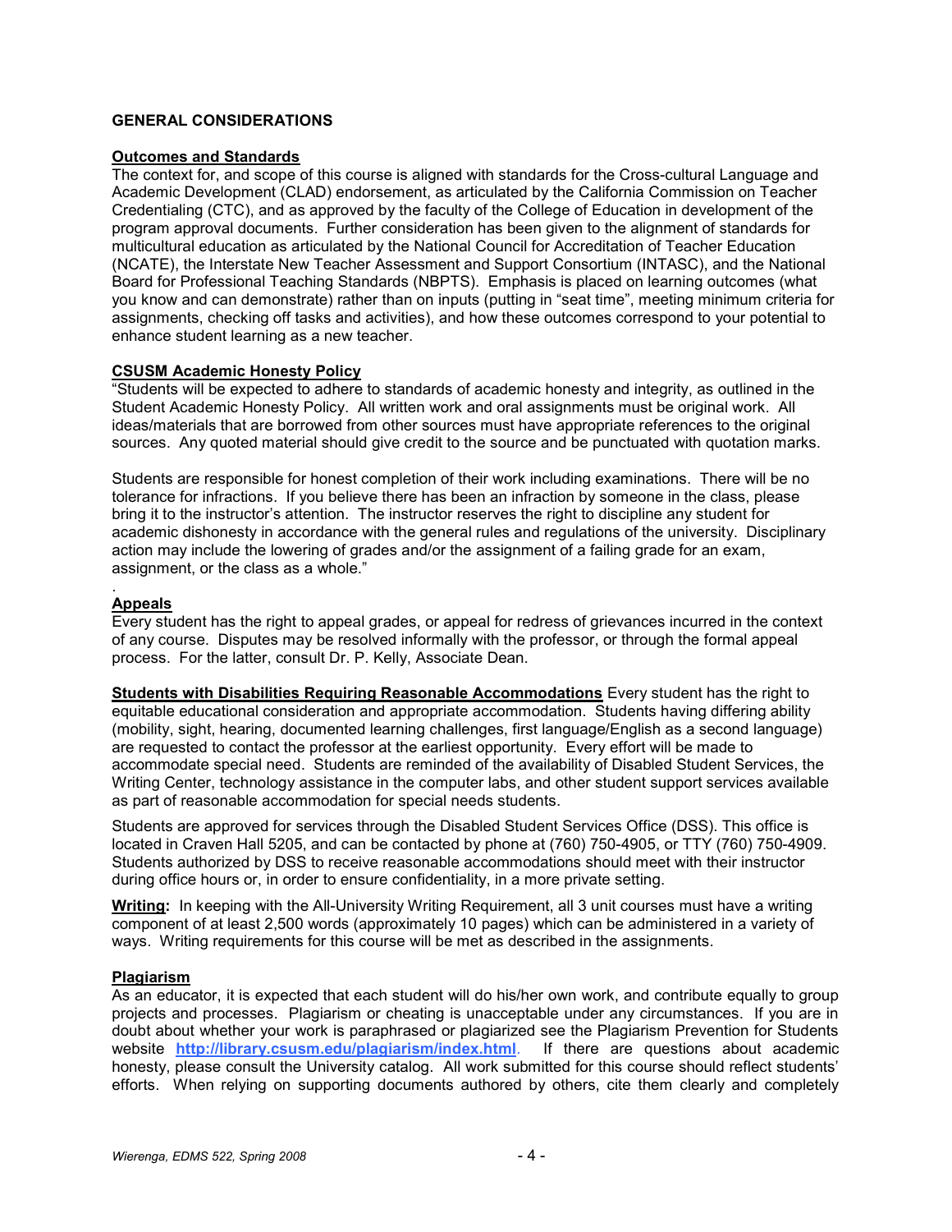**GENERAL CONSIDERATIONS**

**Outcomes and Standards**

The context for, and scope of this course is aligned with standards for the Cross-cultural Language and Academic Development (CLAD) endorsement, as articulated by the California Commission on Teacher Credentialing (CTC), and as approved by the faculty of the College of Education in development of the program approval documents. Further consideration has been given to the alignment of standards for multicultural education as articulated by the National Council for Accreditation of Teacher Education (NCATE), the Interstate New Teacher Assessment and Support Consortium (INTASC), and the National Board for Professional Teaching Standards (NBPTS). Emphasis is placed on learning outcomes (what you know and can demonstrate) rather than on inputs (putting in "seat time", meeting minimum criteria for assignments, checking off tasks and activities), and how these outcomes correspond to your potential to enhance student learning as a new teacher.

**CSUSM Academic Honesty Policy**

"Students will be expected to adhere to standards of academic honesty and integrity, as outlined in the Student Academic Honesty Policy. All written work and oral assignments must be original work. All ideas/materials that are borrowed from other sources must have appropriate references to the original sources. Any quoted material should give credit to the source and be punctuated with quotation marks.

Students are responsible for honest completion of their work including examinations. There will be no tolerance for infractions. If you believe there has been an infraction by someone in the class, please bring it to the instructor's attention. The instructor reserves the right to discipline any student for academic dishonesty in accordance with the general rules and regulations of the university. Disciplinary action may include the lowering of grades and/or the assignment of a failing grade for an exam, assignment, or the class as a whole."

.

**Appeals**

Every student has the right to appeal grades, or appeal for redress of grievances incurred in the context of any course. Disputes may be resolved informally with the professor, or through the formal appeal process. For the latter, consult Dr. P. Kelly, Associate Dean.

**Students with Disabilities Requiring Reasonable Accommodations** Every student has the right to equitable educational consideration and appropriate accommodation. Students having differing ability (mobility, sight, hearing, documented learning challenges, first language/English as a second language) are requested to contact the professor at the earliest opportunity. Every effort will be made to accommodate special need. Students are reminded of the availability of Disabled Student Services, the Writing Center, technology assistance in the computer labs, and other student support services available as part of reasonable accommodation for special needs students.

Students are approved for services through the Disabled Student Services Office (DSS). This office is located in Craven Hall 5205, and can be contacted by phone at (760) 750-4905, or TTY (760) 750-4909. Students authorized by DSS to receive reasonable accommodations should meet with their instructor during office hours or, in order to ensure confidentiality, in a more private setting.

**Writing:** In keeping with the All-University Writing Requirement, all 3 unit courses must have a writing component of at least 2,500 words (approximately 10 pages) which can be administered in a variety of ways. Writing requirements for this course will be met as described in the assignments.

**Plagiarism**

As an educator, it is expected that each student will do his/her own work, and contribute equally to group projects and processes. Plagiarism or cheating is unacceptable under any circumstances. If you are in doubt about whether your work is paraphrased or plagiarized see the Plagiarism Prevention for Students website **http://library.csusm.edu/plagiarism/index.html**. If there are questions about academic honesty, please consult the University catalog. All work submitted for this course should reflect students' efforts. When relying on supporting documents authored by others, cite them clearly and completely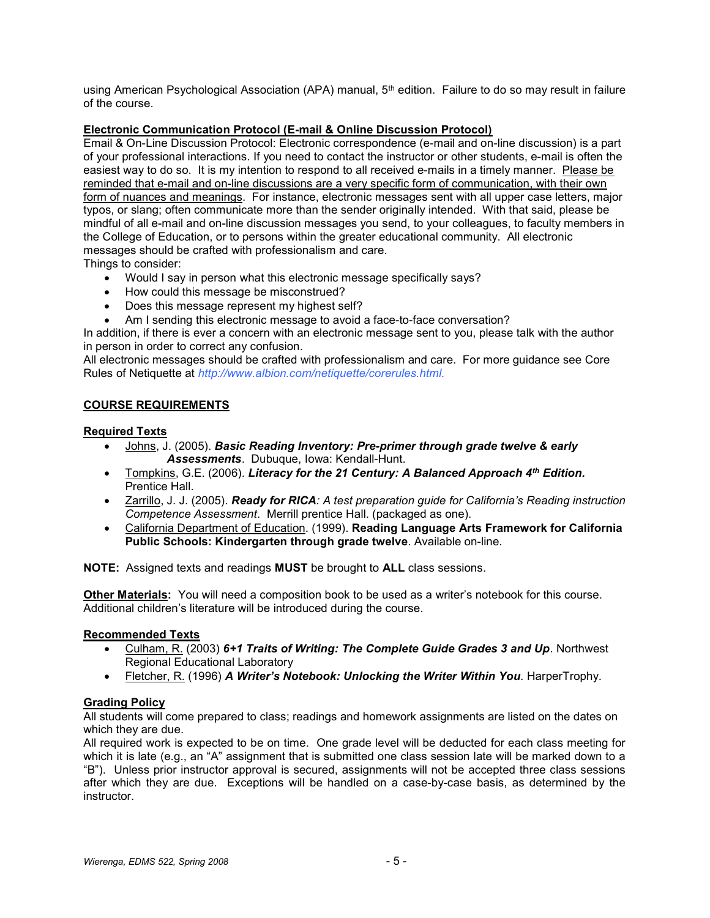using American Psychological Association (APA) manual, 5th edition. Failure to do so may result in failure of the course.

**Electronic Communication Protocol (E-mail & Online Discussion Protocol)**

Email & On-Line Discussion Protocol: Electronic correspondence (e-mail and on-line discussion) is a part of your professional interactions. If you need to contact the instructor or other students, e-mail is often the easiest way to do so. It is my intention to respond to all received e-mails in a timely manner. Please be reminded that e-mail and on-line discussions are a very specific form of communication, with their own form of nuances and meanings. For instance, electronic messages sent with all upper case letters, major typos, or slang; often communicate more than the sender originally intended. With that said, please be mindful of all e-mail and on-line discussion messages you send, to your colleagues, to faculty members in the College of Education, or to persons within the greater educational community. All electronic messages should be crafted with professionalism and care.

Things to consider:

- Would I say in person what this electronic message specifically says?
- How could this message be misconstrued?
- Does this message represent my highest self?
- Am I sending this electronic message to avoid a face-to-face conversation?

In addition, if there is ever a concern with an electronic message sent to you, please talk with the author in person in order to correct any confusion.

All electronic messages should be crafted with professionalism and care. For more guidance see Core Rules of Netiquette at *http://www.albion.com/netiquette/corerules.html.*

## COURSE REQUIREMENTS

**Required Texts**

- Johns, J. (2005). ***Basic Reading Inventory: Pre-primer through grade twelve & early Assessments***. Dubuque, Iowa: Kendall-Hunt.
- Tompkins, G.E. (2006). ***Literacy for the 21 Century: A Balanced Approach 4th Edition.*** Prentice Hall.
- Zarrillo, J. J. (2005). ***Ready for RICA****: A test preparation guide for California's Reading instruction Competence Assessment*. Merrill prentice Hall. (packaged as one).
- California Department of Education. (1999). **Reading Language Arts Framework for California Public Schools: Kindergarten through grade twelve**. Available on-line.

**NOTE:** Assigned texts and readings **MUST** be brought to **ALL** class sessions.

**Other Materials:** You will need a composition book to be used as a writer's notebook for this course. Additional children's literature will be introduced during the course.

**Recommended Texts**

- Culham, R. (2003) ***6+1 Traits of Writing: The Complete Guide Grades 3 and Up***. Northwest Regional Educational Laboratory
- Fletcher, R. (1996) ***A Writer's Notebook: Unlocking the Writer Within You****.* HarperTrophy.

**Grading Policy**

All students will come prepared to class; readings and homework assignments are listed on the dates on which they are due.

All required work is expected to be on time. One grade level will be deducted for each class meeting for which it is late (e.g., an "A" assignment that is submitted one class session late will be marked down to a "B"). Unless prior instructor approval is secured, assignments will not be accepted three class sessions after which they are due. Exceptions will be handled on a case-by-case basis, as determined by the instructor.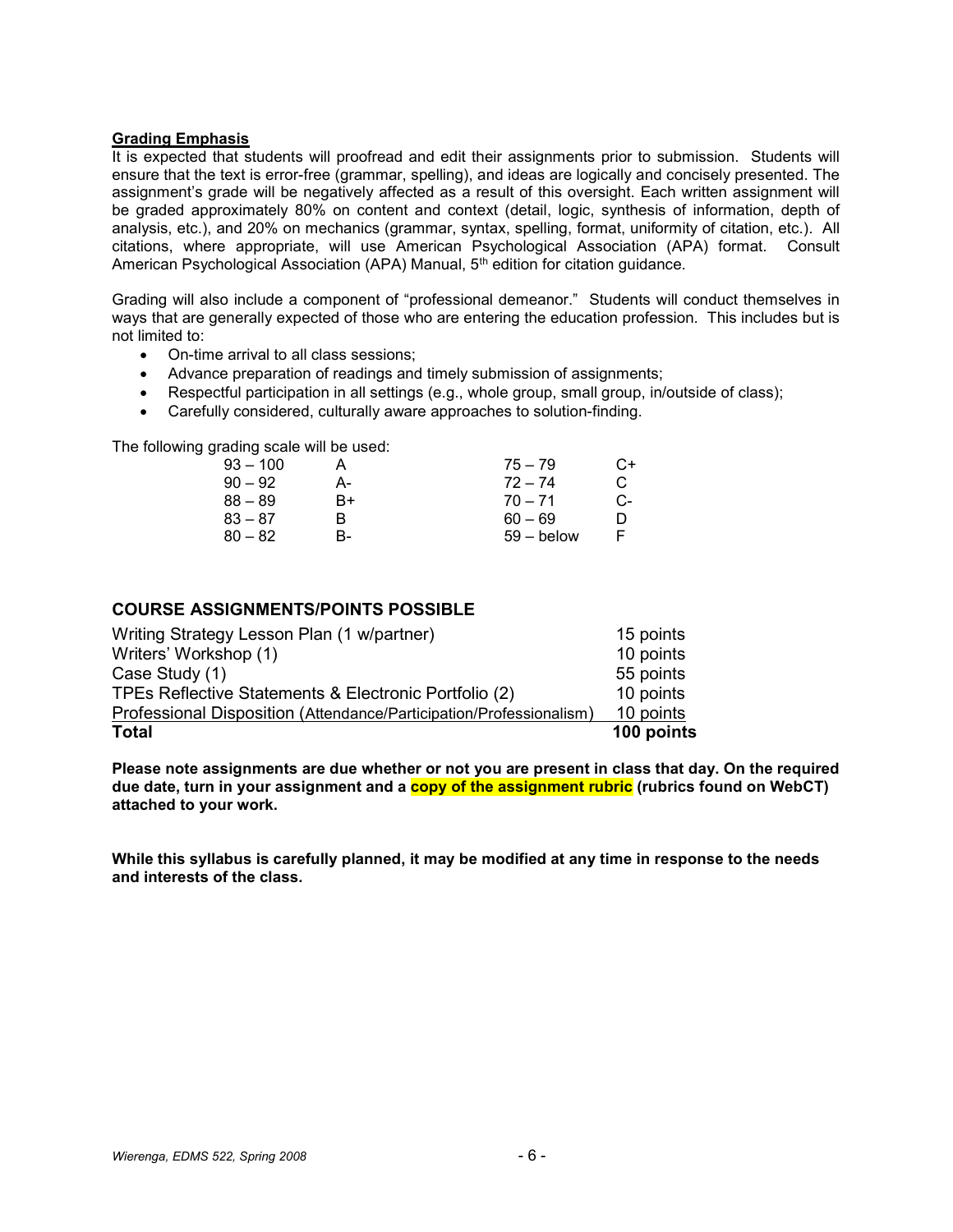**<u>Grading Emphasis</u>**

It is expected that students will proofread and edit their assignments prior to submission. Students will ensure that the text is error-free (grammar, spelling), and ideas are logically and concisely presented. The assignment's grade will be negatively affected as a result of this oversight. Each written assignment will be graded approximately 80% on content and context (detail, logic, synthesis of information, depth of analysis, etc.), and 20% on mechanics (grammar, syntax, spelling, format, uniformity of citation, etc.). All citations, where appropriate, will use American Psychological Association (APA) format. Consult American Psychological Association (APA) Manual, 5th edition for citation guidance.

Grading will also include a component of "professional demeanor." Students will conduct themselves in ways that are generally expected of those who are entering the education profession. This includes but is not limited to:

- On-time arrival to all class sessions;
- Advance preparation of readings and timely submission of assignments;
- Respectful participation in all settings (e.g., whole group, small group, in/outside of class);
- Carefully considered, culturally aware approaches to solution-finding.

The following grading scale will be used:

| | | | |
|---|---|---|---|
| 93 – 100 | A | 75 – 79 | C+ |
| 90 – 92 | A- | 72 – 74 | C |
| 88 – 89 | B+ | 70 – 71 | C- |
| 83 – 87 | B | 60 – 69 | D |
| 80 – 82 | B- | 59 – below | F |

## COURSE ASSIGNMENTS/POINTS POSSIBLE

| | |
|---|---|
| Writing Strategy Lesson Plan (1 w/partner) | 15 points |
| Writers' Workshop (1) | 10 points |
| Case Study (1) | 55 points |
| TPEs Reflective Statements & Electronic Portfolio (2) | 10 points |
| Professional Disposition (Attendance/Participation/Professionalism) | 10 points |
| **Total** | **100 points** |

**Please note assignments are due whether or not you are present in class that day. On the required due date, turn in your assignment and a copy of the assignment rubric (rubrics found on WebCT) attached to your work.**

**While this syllabus is carefully planned, it may be modified at any time in response to the needs and interests of the class.**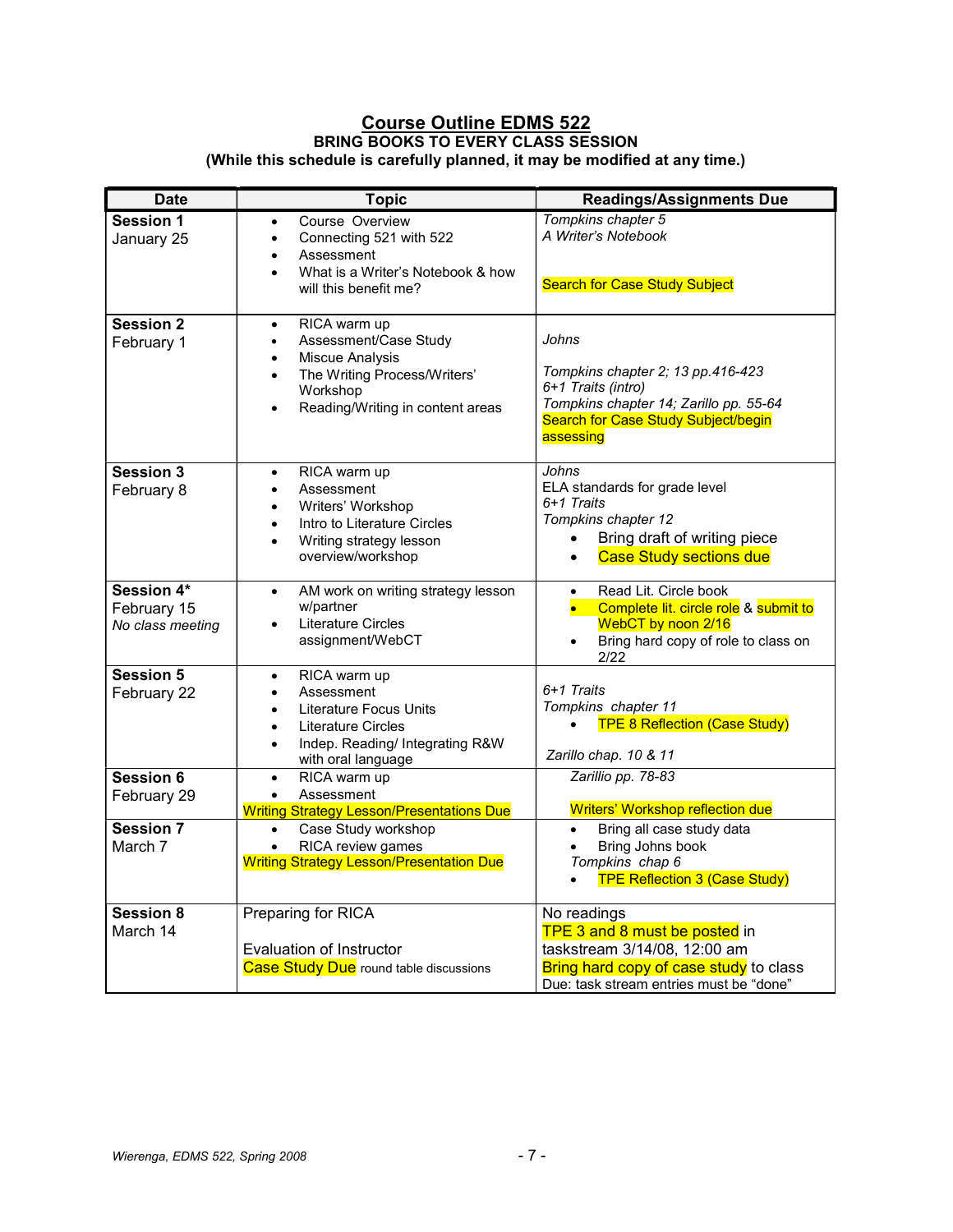# Course Outline EDMS 522

**BRING BOOKS TO EVERY CLASS SESSION**

**(While this schedule is carefully planned, it may be modified at any time.)**

| Date | Topic | Readings/Assignments Due |
|---|---|---|
| **Session 1** January 25 | • Course Overview<br>• Connecting 521 with 522<br>• Assessment<br>• What is a Writer's Notebook & how will this benefit me? | *Tompkins chapter 5*<br>*A Writer's Notebook*<br><br>Search for Case Study Subject |
| **Session 2** February 1 | • RICA warm up<br>• Assessment/Case Study<br>• Miscue Analysis<br>• The Writing Process/Writers' Workshop<br>• Reading/Writing in content areas | *Johns*<br><br>*Tompkins chapter 2; 13 pp.416-423*<br>*6+1 Traits (intro)*<br>*Tompkins chapter 14; Zarillo pp. 55-64*<br>Search for Case Study Subject/begin assessing |
| **Session 3** February 8 | • RICA warm up<br>• Assessment<br>• Writers' Workshop<br>• Intro to Literature Circles<br>• Writing strategy lesson overview/workshop | *Johns*<br>ELA standards for grade level<br>*6+1 Traits*<br>*Tompkins chapter 12*<br>• Bring draft of writing piece<br>• Case Study sections due |
| **Session 4*** February 15 *No class meeting* | • AM work on writing strategy lesson w/partner<br>• Literature Circles assignment/WebCT | • Read Lit. Circle book<br>• Complete lit. circle role & submit to WebCT by noon 2/16<br>• Bring hard copy of role to class on 2/22 |
| **Session 5** February 22 | • RICA warm up<br>• Assessment<br>• Literature Focus Units<br>• Literature Circles<br>• Indep. Reading/ Integrating R&W with oral language | *6+1 Traits*<br>*Tompkins chapter 11*<br>• TPE 8 Reflection (Case Study)<br><br>*Zarillo chap. 10 & 11* |
| **Session 6** February 29 | • RICA warm up<br>• Assessment<br>Writing Strategy Lesson/Presentations Due | *Zarillio pp. 78-83*<br><br>Writers' Workshop reflection due |
| **Session 7** March 7 | • Case Study workshop<br>• RICA review games<br>Writing Strategy Lesson/Presentation Due | • Bring all case study data<br>• Bring Johns book<br>*Tompkins chap 6*<br>• TPE Reflection 3 (Case Study) |
| **Session 8** March 14 | Preparing for RICA<br><br>Evaluation of Instructor<br>Case Study Due round table discussions | No readings<br>TPE 3 and 8 must be posted in taskstream 3/14/08, 12:00 am<br>Bring hard copy of case study to class<br>Due: task stream entries must be "done" |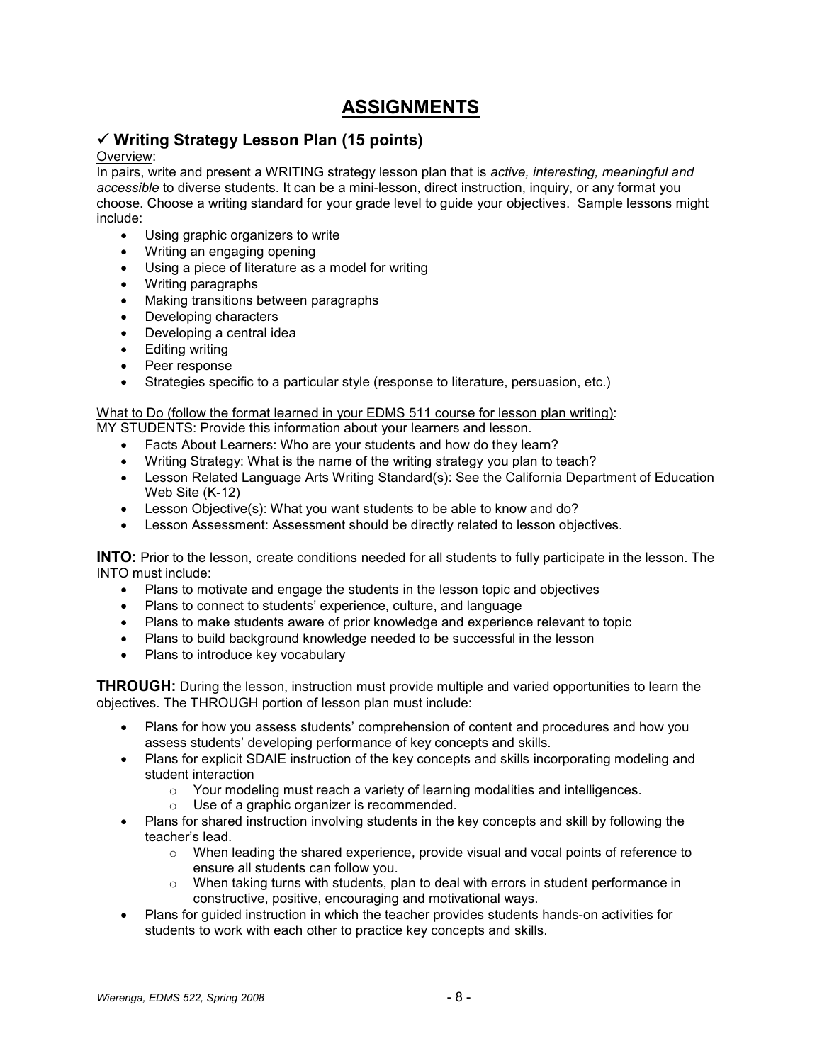# ASSIGNMENTS

## ✓ Writing Strategy Lesson Plan (15 points)

Overview:

In pairs, write and present a WRITING strategy lesson plan that is *active, interesting, meaningful and accessible* to diverse students. It can be a mini-lesson, direct instruction, inquiry, or any format you choose. Choose a writing standard for your grade level to guide your objectives. Sample lessons might include:

- Using graphic organizers to write
- Writing an engaging opening
- Using a piece of literature as a model for writing
- Writing paragraphs
- Making transitions between paragraphs
- Developing characters
- Developing a central idea
- Editing writing
- Peer response
- Strategies specific to a particular style (response to literature, persuasion, etc.)

What to Do (follow the format learned in your EDMS 511 course for lesson plan writing):

MY STUDENTS: Provide this information about your learners and lesson.

- Facts About Learners: Who are your students and how do they learn?
- Writing Strategy: What is the name of the writing strategy you plan to teach?
- Lesson Related Language Arts Writing Standard(s): See the California Department of Education Web Site (K-12)
- Lesson Objective(s): What you want students to be able to know and do?
- Lesson Assessment: Assessment should be directly related to lesson objectives.

**INTO:** Prior to the lesson, create conditions needed for all students to fully participate in the lesson. The INTO must include:

- Plans to motivate and engage the students in the lesson topic and objectives
- Plans to connect to students' experience, culture, and language
- Plans to make students aware of prior knowledge and experience relevant to topic
- Plans to build background knowledge needed to be successful in the lesson
- Plans to introduce key vocabulary

**THROUGH:** During the lesson, instruction must provide multiple and varied opportunities to learn the objectives. The THROUGH portion of lesson plan must include:

- Plans for how you assess students' comprehension of content and procedures and how you assess students' developing performance of key concepts and skills.
- Plans for explicit SDAIE instruction of the key concepts and skills incorporating modeling and student interaction
  - Your modeling must reach a variety of learning modalities and intelligences.
  - Use of a graphic organizer is recommended.
- Plans for shared instruction involving students in the key concepts and skill by following the teacher's lead.
  - When leading the shared experience, provide visual and vocal points of reference to ensure all students can follow you.
  - When taking turns with students, plan to deal with errors in student performance in constructive, positive, encouraging and motivational ways.
- Plans for guided instruction in which the teacher provides students hands-on activities for students to work with each other to practice key concepts and skills.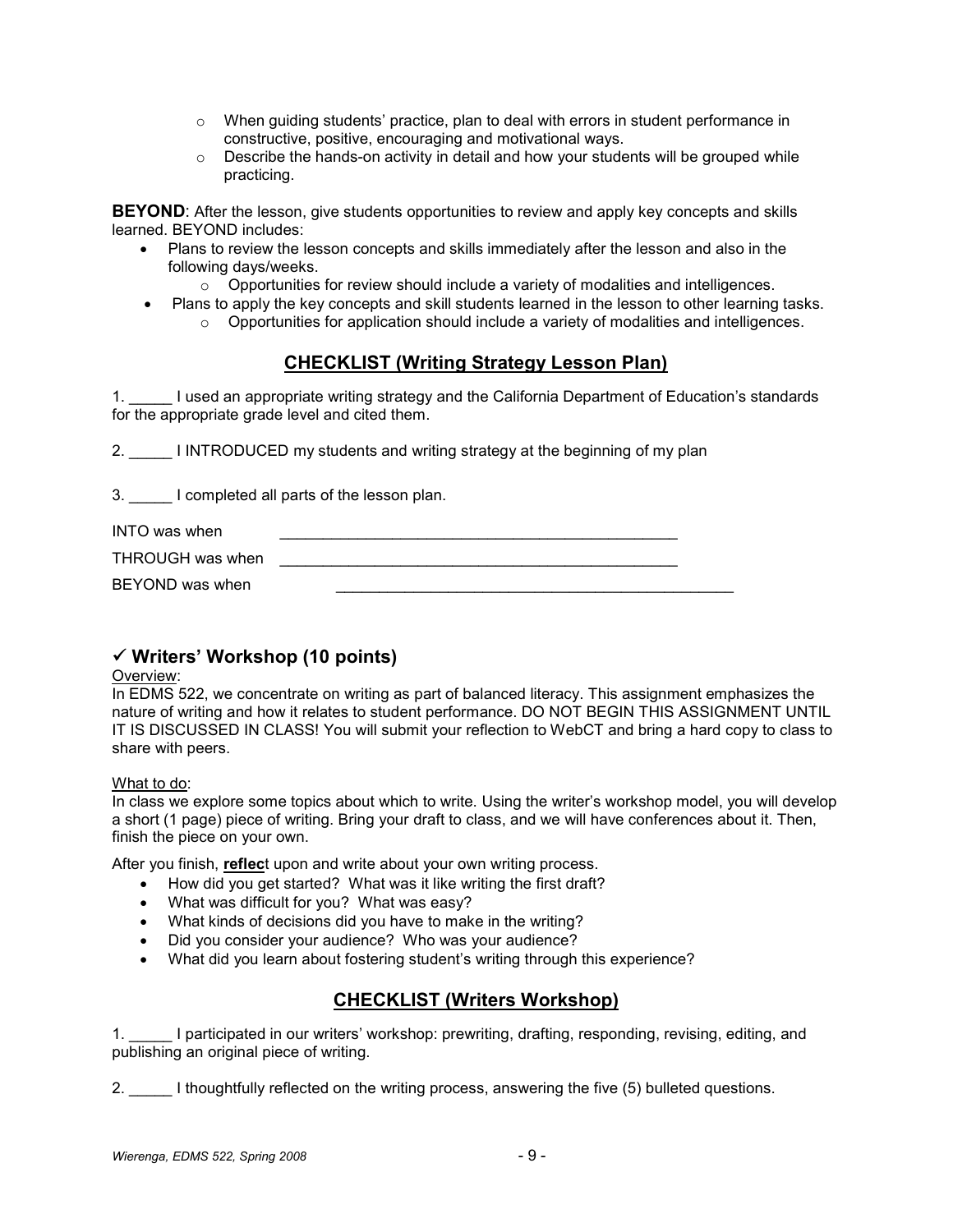- When guiding students' practice, plan to deal with errors in student performance in constructive, positive, encouraging and motivational ways.
  - Describe the hands-on activity in detail and how your students will be grouped while practicing.

**BEYOND**: After the lesson, give students opportunities to review and apply key concepts and skills learned. BEYOND includes:

- Plans to review the lesson concepts and skills immediately after the lesson and also in the following days/weeks.
  - Opportunities for review should include a variety of modalities and intelligences.
- Plans to apply the key concepts and skill students learned in the lesson to other learning tasks.
  - Opportunities for application should include a variety of modalities and intelligences.

## CHECKLIST (Writing Strategy Lesson Plan)

1. _____ I used an appropriate writing strategy and the California Department of Education's standards for the appropriate grade level and cited them.

2. _____ I INTRODUCED my students and writing strategy at the beginning of my plan

3. _____ I completed all parts of the lesson plan.

INTO was when _______________________________________________

THROUGH was when _______________________________________________

BEYOND was when _______________________________________________

## ✓ Writers' Workshop (10 points)

Overview:

In EDMS 522, we concentrate on writing as part of balanced literacy. This assignment emphasizes the nature of writing and how it relates to student performance. DO NOT BEGIN THIS ASSIGNMENT UNTIL IT IS DISCUSSED IN CLASS! You will submit your reflection to WebCT and bring a hard copy to class to share with peers.

What to do:

In class we explore some topics about which to write. Using the writer's workshop model, you will develop a short (1 page) piece of writing. Bring your draft to class, and we will have conferences about it. Then, finish the piece on your own.

After you finish, **reflec**t upon and write about your own writing process.

- How did you get started? What was it like writing the first draft?
- What was difficult for you? What was easy?
- What kinds of decisions did you have to make in the writing?
- Did you consider your audience? Who was your audience?
- What did you learn about fostering student's writing through this experience?

## CHECKLIST (Writers Workshop)

1. _____ I participated in our writers' workshop: prewriting, drafting, responding, revising, editing, and publishing an original piece of writing.

2. _____ I thoughtfully reflected on the writing process, answering the five (5) bulleted questions.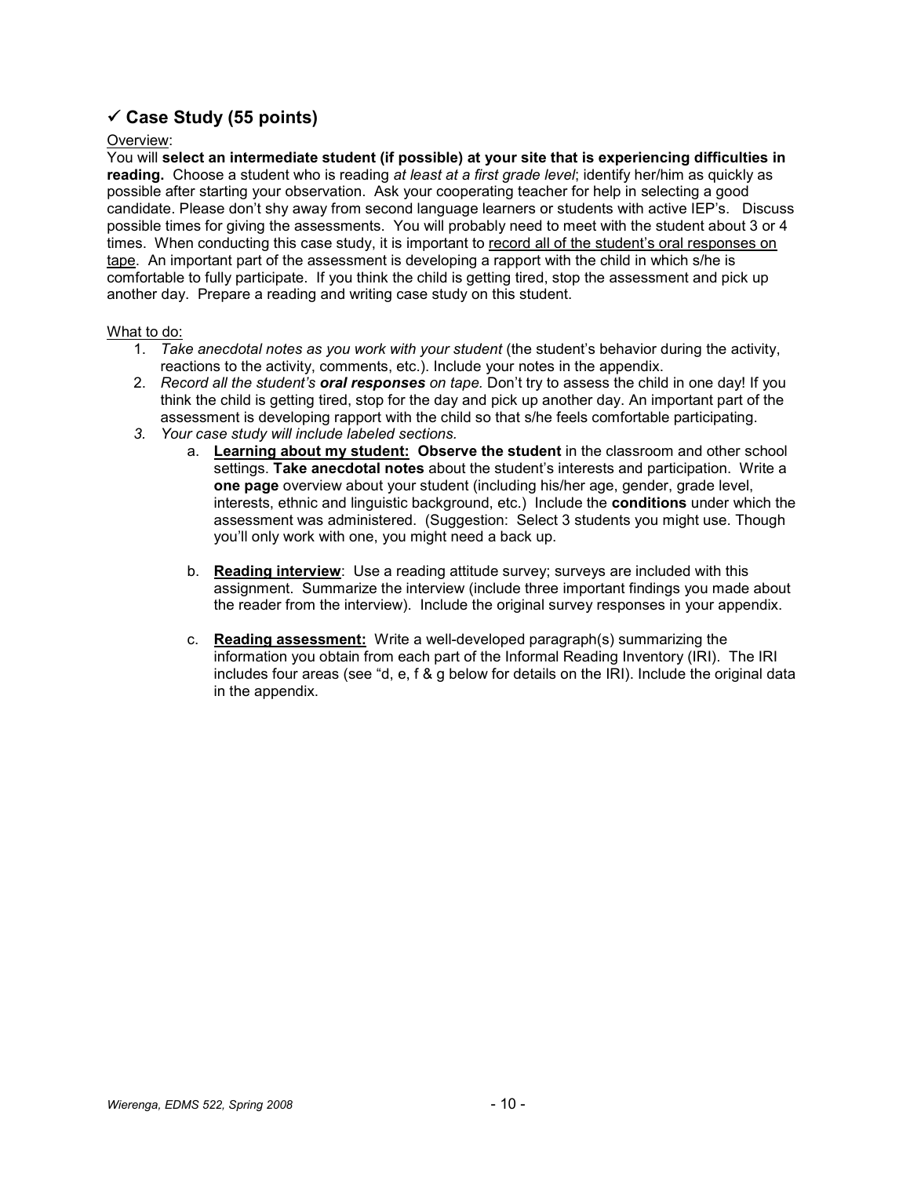## ✓ Case Study (55 points)

Overview:

You will **select an intermediate student (if possible) at your site that is experiencing difficulties in reading.** Choose a student who is reading *at least at a first grade level*; identify her/him as quickly as possible after starting your observation. Ask your cooperating teacher for help in selecting a good candidate. Please don't shy away from second language learners or students with active IEP's. Discuss possible times for giving the assessments. You will probably need to meet with the student about 3 or 4 times. When conducting this case study, it is important to record all of the student's oral responses on tape. An important part of the assessment is developing a rapport with the child in which s/he is comfortable to fully participate. If you think the child is getting tired, stop the assessment and pick up another day. Prepare a reading and writing case study on this student.

What to do:

1. *Take anecdotal notes as you work with your student* (the student's behavior during the activity, reactions to the activity, comments, etc.). Include your notes in the appendix.
2. *Record all the student's **oral responses** on tape.* Don't try to assess the child in one day! If you think the child is getting tired, stop for the day and pick up another day. An important part of the assessment is developing rapport with the child so that s/he feels comfortable participating.
3. *Your case study will include labeled sections.*
    a. **Learning about my student: Observe the student** in the classroom and other school settings. **Take anecdotal notes** about the student's interests and participation. Write a **one page** overview about your student (including his/her age, gender, grade level, interests, ethnic and linguistic background, etc.) Include the **conditions** under which the assessment was administered. (Suggestion: Select 3 students you might use. Though you'll only work with one, you might need a back up.

    b. **Reading interview**: Use a reading attitude survey; surveys are included with this assignment. Summarize the interview (include three important findings you made about the reader from the interview). Include the original survey responses in your appendix.

    c. **Reading assessment:** Write a well-developed paragraph(s) summarizing the information you obtain from each part of the Informal Reading Inventory (IRI). The IRI includes four areas (see "d, e, f & g below for details on the IRI). Include the original data in the appendix.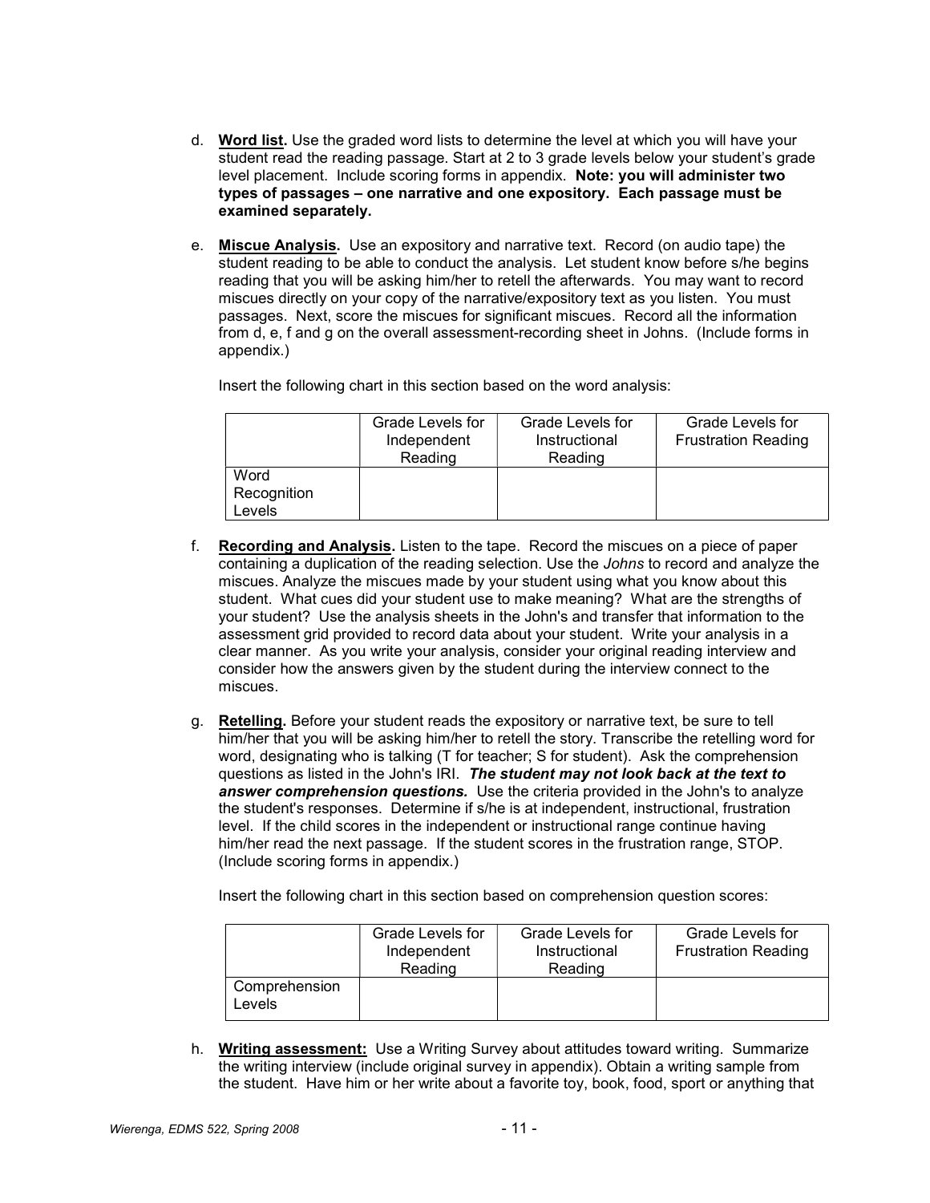d. **Word list.** Use the graded word lists to determine the level at which you will have your student read the reading passage. Start at 2 to 3 grade levels below your student's grade level placement. Include scoring forms in appendix. **Note: you will administer two types of passages – one narrative and one expository. Each passage must be examined separately.**

e. **Miscue Analysis.** Use an expository and narrative text. Record (on audio tape) the student reading to be able to conduct the analysis. Let student know before s/he begins reading that you will be asking him/her to retell the afterwards. You may want to record miscues directly on your copy of the narrative/expository text as you listen. You must passages. Next, score the miscues for significant miscues. Record all the information from d, e, f and g on the overall assessment-recording sheet in Johns. (Include forms in appendix.)

   Insert the following chart in this section based on the word analysis:

   | | Grade Levels for Independent Reading | Grade Levels for Instructional Reading | Grade Levels for Frustration Reading |
   |---|---|---|---|
   | Word Recognition Levels | | | |

f. **Recording and Analysis.** Listen to the tape. Record the miscues on a piece of paper containing a duplication of the reading selection. Use the *Johns* to record and analyze the miscues. Analyze the miscues made by your student using what you know about this student. What cues did your student use to make meaning? What are the strengths of your student? Use the analysis sheets in the John's and transfer that information to the assessment grid provided to record data about your student. Write your analysis in a clear manner. As you write your analysis, consider your original reading interview and consider how the answers given by the student during the interview connect to the miscues.

g. **Retelling.** Before your student reads the expository or narrative text, be sure to tell him/her that you will be asking him/her to retell the story. Transcribe the retelling word for word, designating who is talking (T for teacher; S for student). Ask the comprehension questions as listed in the John's IRI. ***The student may not look back at the text to answer comprehension questions.*** Use the criteria provided in the John's to analyze the student's responses. Determine if s/he is at independent, instructional, frustration level. If the child scores in the independent or instructional range continue having him/her read the next passage. If the student scores in the frustration range, STOP. (Include scoring forms in appendix.)

   Insert the following chart in this section based on comprehension question scores:

   | | Grade Levels for Independent Reading | Grade Levels for Instructional Reading | Grade Levels for Frustration Reading |
   |---|---|---|---|
   | Comprehension Levels | | | |

h. **Writing assessment:** Use a Writing Survey about attitudes toward writing. Summarize the writing interview (include original survey in appendix). Obtain a writing sample from the student. Have him or her write about a favorite toy, book, food, sport or anything that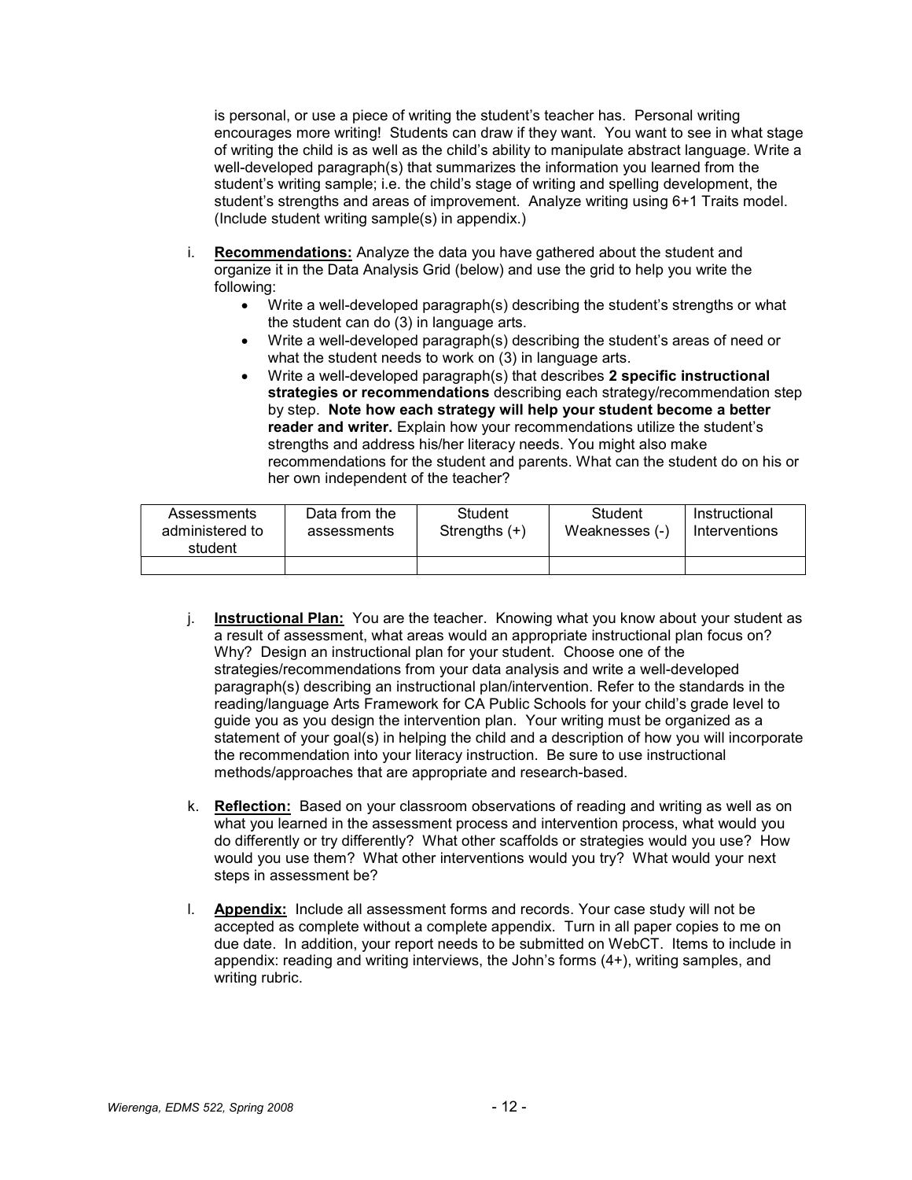is personal, or use a piece of writing the student's teacher has. Personal writing encourages more writing! Students can draw if they want. You want to see in what stage of writing the child is as well as the child's ability to manipulate abstract language. Write a well-developed paragraph(s) that summarizes the information you learned from the student's writing sample; i.e. the child's stage of writing and spelling development, the student's strengths and areas of improvement. Analyze writing using 6+1 Traits model. (Include student writing sample(s) in appendix.)

i. **Recommendations:** Analyze the data you have gathered about the student and organize it in the Data Analysis Grid (below) and use the grid to help you write the following:
   - Write a well-developed paragraph(s) describing the student's strengths or what the student can do (3) in language arts.
   - Write a well-developed paragraph(s) describing the student's areas of need or what the student needs to work on (3) in language arts.
   - Write a well-developed paragraph(s) that describes **2 specific instructional strategies or recommendations** describing each strategy/recommendation step by step. **Note how each strategy will help your student become a better reader and writer.** Explain how your recommendations utilize the student's strengths and address his/her literacy needs. You might also make recommendations for the student and parents. What can the student do on his or her own independent of the teacher?

| Assessments administered to student | Data from the assessments | Student Strengths (+) | Student Weaknesses (-) | Instructional Interventions |
|---|---|---|---|---|
| | | | | |

j. **Instructional Plan:** You are the teacher. Knowing what you know about your student as a result of assessment, what areas would an appropriate instructional plan focus on? Why? Design an instructional plan for your student. Choose one of the strategies/recommendations from your data analysis and write a well-developed paragraph(s) describing an instructional plan/intervention. Refer to the standards in the reading/language Arts Framework for CA Public Schools for your child's grade level to guide you as you design the intervention plan. Your writing must be organized as a statement of your goal(s) in helping the child and a description of how you will incorporate the recommendation into your literacy instruction. Be sure to use instructional methods/approaches that are appropriate and research-based.

k. **Reflection:** Based on your classroom observations of reading and writing as well as on what you learned in the assessment process and intervention process, what would you do differently or try differently? What other scaffolds or strategies would you use? How would you use them? What other interventions would you try? What would your next steps in assessment be?

l. **Appendix:** Include all assessment forms and records. Your case study will not be accepted as complete without a complete appendix. Turn in all paper copies to me on due date. In addition, your report needs to be submitted on WebCT. Items to include in appendix: reading and writing interviews, the John's forms (4+), writing samples, and writing rubric.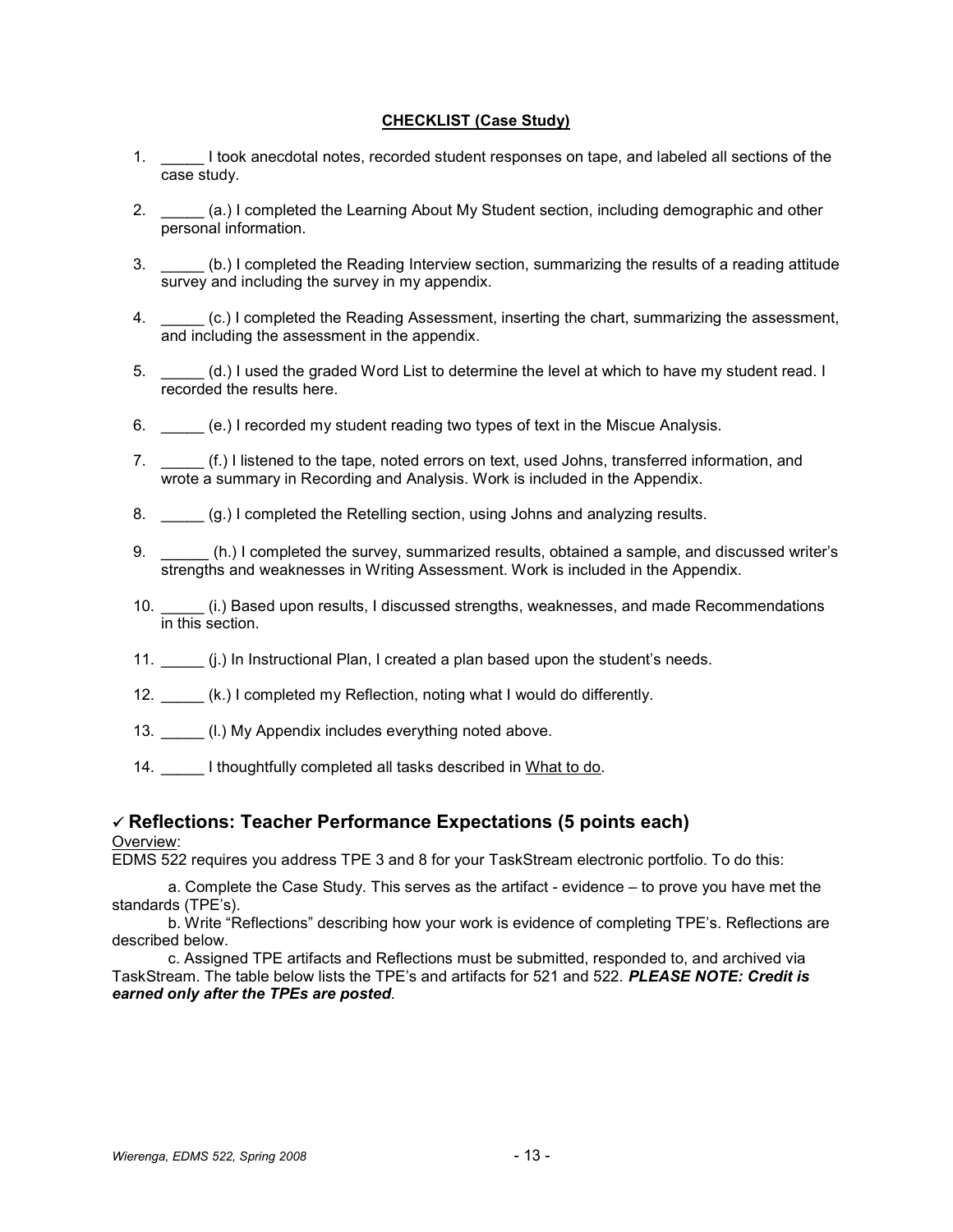**CHECKLIST (Case Study)**

1. _____ I took anecdotal notes, recorded student responses on tape, and labeled all sections of the case study.
2. _____ (a.) I completed the Learning About My Student section, including demographic and other personal information.
3. _____ (b.) I completed the Reading Interview section, summarizing the results of a reading attitude survey and including the survey in my appendix.
4. _____ (c.) I completed the Reading Assessment, inserting the chart, summarizing the assessment, and including the assessment in the appendix.
5. _____ (d.) I used the graded Word List to determine the level at which to have my student read. I recorded the results here.
6. _____ (e.) I recorded my student reading two types of text in the Miscue Analysis.
7. _____ (f.) I listened to the tape, noted errors on text, used Johns, transferred information, and wrote a summary in Recording and Analysis. Work is included in the Appendix.
8. _____ (g.) I completed the Retelling section, using Johns and analyzing results.
9. _____ (h.) I completed the survey, summarized results, obtained a sample, and discussed writer's strengths and weaknesses in Writing Assessment. Work is included in the Appendix.
10. _____ (i.) Based upon results, I discussed strengths, weaknesses, and made Recommendations in this section.
11. _____ (j.) In Instructional Plan, I created a plan based upon the student's needs.
12. _____ (k.) I completed my Reflection, noting what I would do differently.
13. _____ (l.) My Appendix includes everything noted above.
14. _____ I thoughtfully completed all tasks described in What to do.

## ✓ Reflections: Teacher Performance Expectations (5 points each)

Overview:

EDMS 522 requires you address TPE 3 and 8 for your TaskStream electronic portfolio. To do this:

a. Complete the Case Study. This serves as the artifact - evidence – to prove you have met the standards (TPE's).

b. Write "Reflections" describing how your work is evidence of completing TPE's. Reflections are described below.

c. Assigned TPE artifacts and Reflections must be submitted, responded to, and archived via TaskStream. The table below lists the TPE's and artifacts for 521 and 522. ***PLEASE NOTE: Credit is earned only after the TPEs are posted.***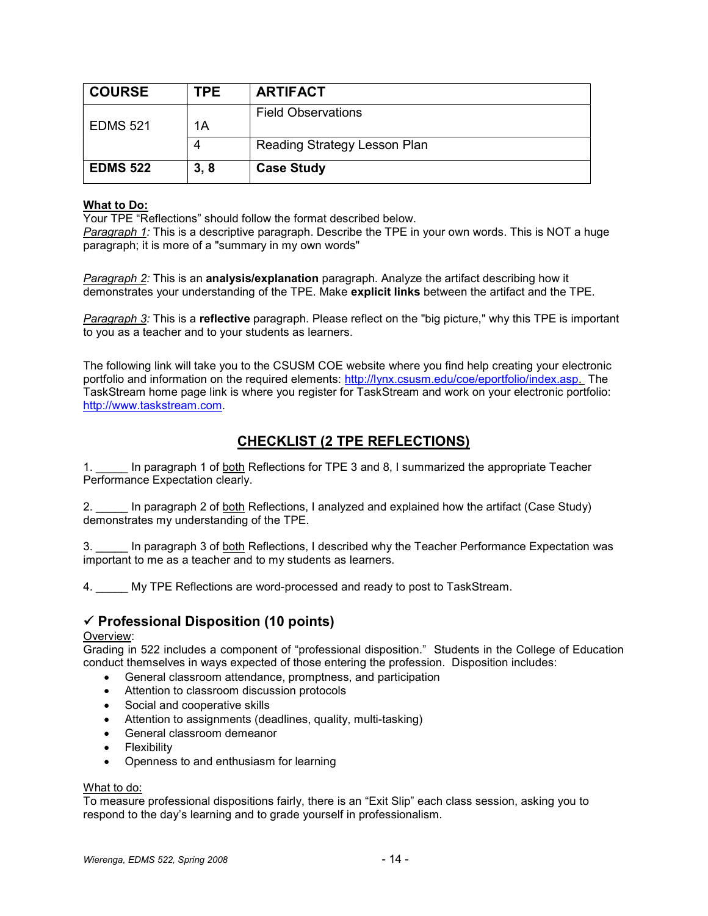| COURSE | TPE | ARTIFACT |
| --- | --- | --- |
| EDMS 521 | 1A | Field Observations |
| | 4 | Reading Strategy Lesson Plan |
| **EDMS 522** | **3, 8** | **Case Study** |

**What to Do:**
Your TPE "Reflections" should follow the format described below.
*Paragraph 1:* This is a descriptive paragraph. Describe the TPE in your own words. This is NOT a huge paragraph; it is more of a "summary in my own words"

*Paragraph 2:* This is an **analysis/explanation** paragraph. Analyze the artifact describing how it demonstrates your understanding of the TPE. Make **explicit links** between the artifact and the TPE.

*Paragraph 3:* This is a **reflective** paragraph. Please reflect on the "big picture," why this TPE is important to you as a teacher and to your students as learners.

The following link will take you to the CSUSM COE website where you find help creating your electronic portfolio and information on the required elements: http://lynx.csusm.edu/coe/eportfolio/index.asp. The TaskStream home page link is where you register for TaskStream and work on your electronic portfolio: http://www.taskstream.com.

## CHECKLIST (2 TPE REFLECTIONS)

1. _____ In paragraph 1 of both Reflections for TPE 3 and 8, I summarized the appropriate Teacher Performance Expectation clearly.

2. _____ In paragraph 2 of both Reflections, I analyzed and explained how the artifact (Case Study) demonstrates my understanding of the TPE.

3. _____ In paragraph 3 of both Reflections, I described why the Teacher Performance Expectation was important to me as a teacher and to my students as learners.

4. _____ My TPE Reflections are word-processed and ready to post to TaskStream.

### ✓ Professional Disposition (10 points)

Overview:
Grading in 522 includes a component of "professional disposition." Students in the College of Education conduct themselves in ways expected of those entering the profession. Disposition includes:

- General classroom attendance, promptness, and participation
- Attention to classroom discussion protocols
- Social and cooperative skills
- Attention to assignments (deadlines, quality, multi-tasking)
- General classroom demeanor
- Flexibility
- Openness to and enthusiasm for learning

What to do:
To measure professional dispositions fairly, there is an "Exit Slip" each class session, asking you to respond to the day's learning and to grade yourself in professionalism.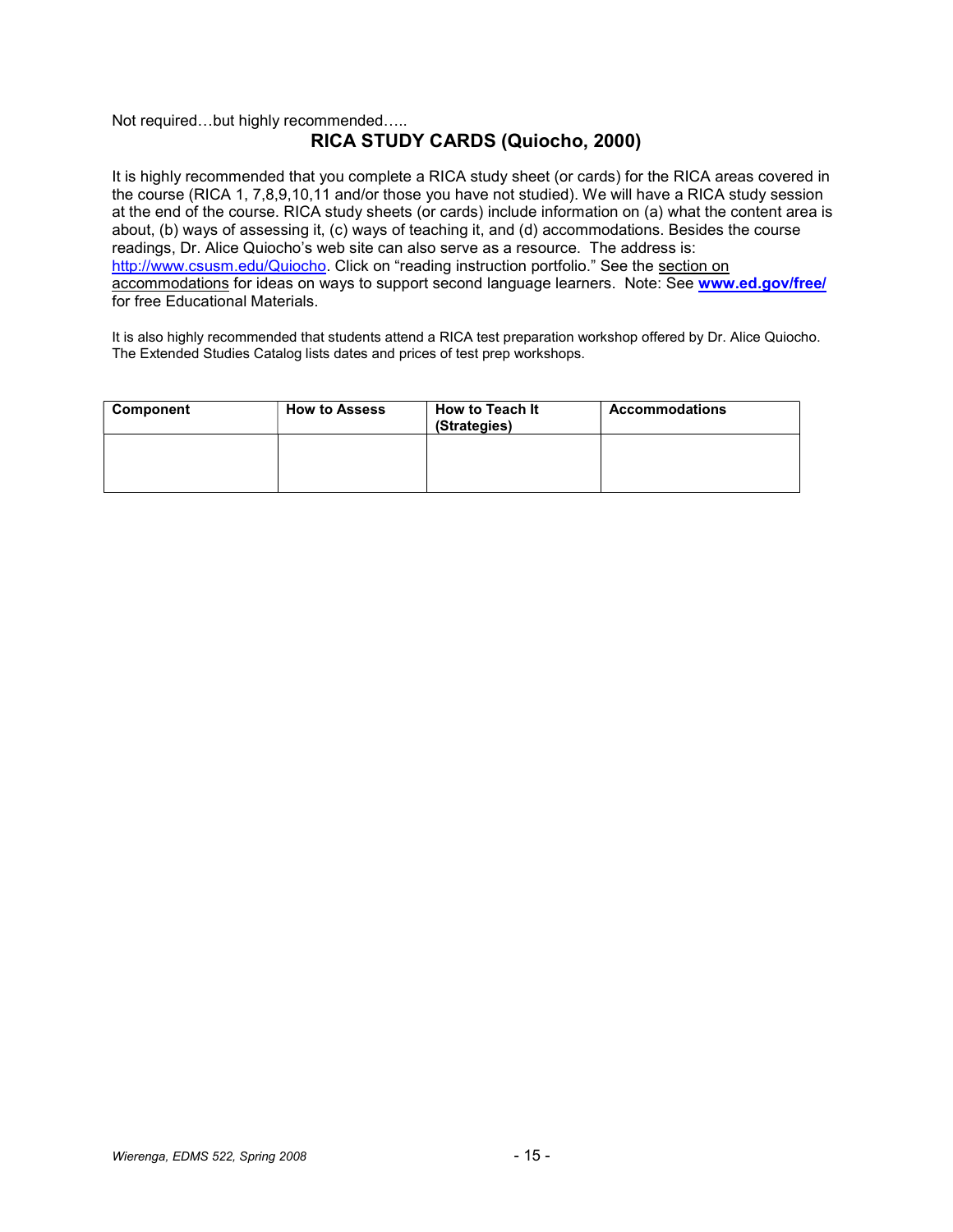Not required…but highly recommended…..

## RICA STUDY CARDS (Quiocho, 2000)

It is highly recommended that you complete a RICA study sheet (or cards) for the RICA areas covered in the course (RICA 1, 7,8,9,10,11 and/or those you have not studied). We will have a RICA study session at the end of the course. RICA study sheets (or cards) include information on (a) what the content area is about, (b) ways of assessing it, (c) ways of teaching it, and (d) accommodations. Besides the course readings, Dr. Alice Quiocho's web site can also serve as a resource. The address is: http://www.csusm.edu/Quiocho. Click on "reading instruction portfolio." See the section on accommodations for ideas on ways to support second language learners. Note: See **www.ed.gov/free/** for free Educational Materials.

It is also highly recommended that students attend a RICA test preparation workshop offered by Dr. Alice Quiocho. The Extended Studies Catalog lists dates and prices of test prep workshops.

| Component | How to Assess | How to Teach It (Strategies) | Accommodations |
|---|---|---|---|
| | | | |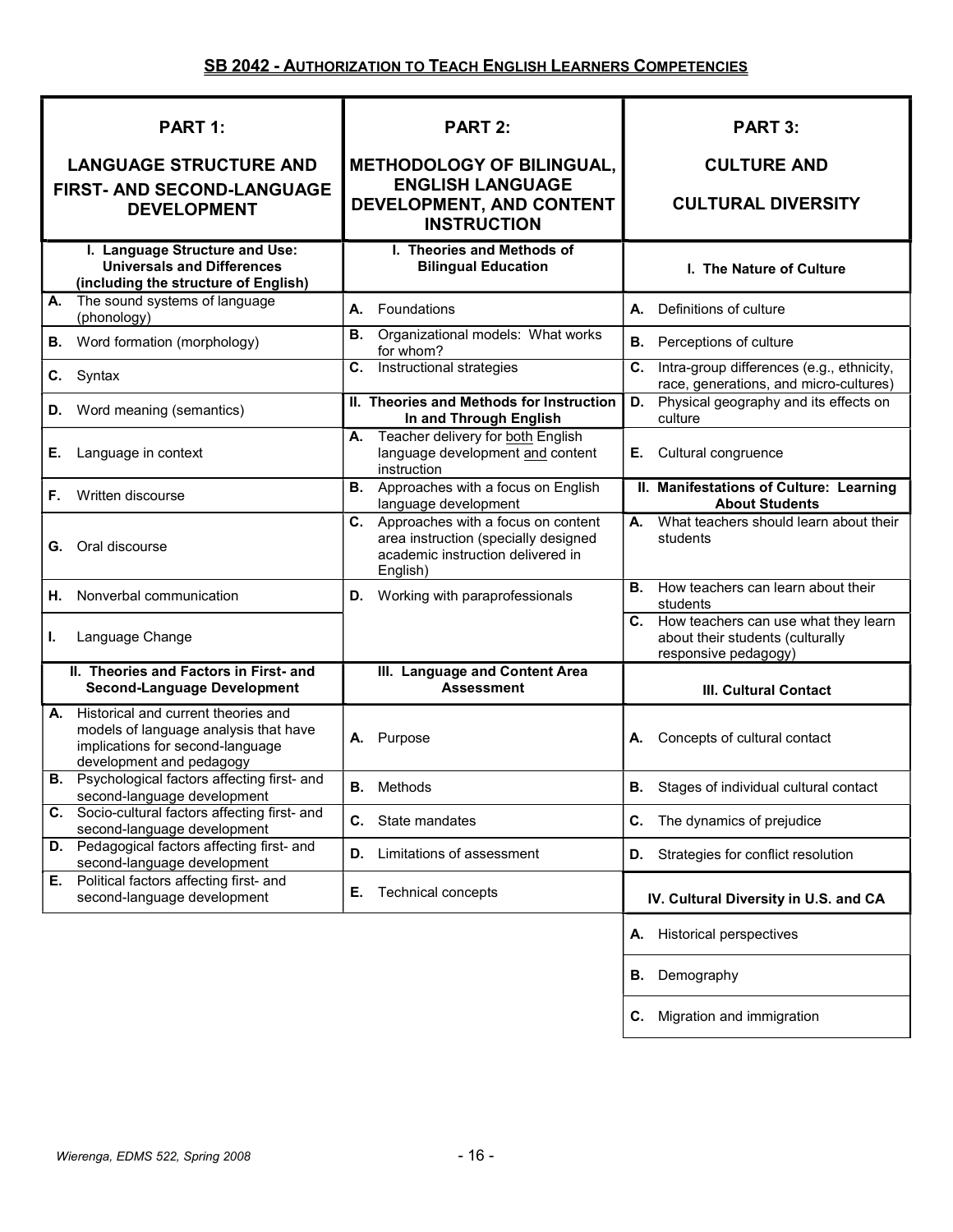## SB 2042 - AUTHORIZATION TO TEACH ENGLISH LEARNERS COMPETENCIES

| PART 1: LANGUAGE STRUCTURE AND FIRST- AND SECOND-LANGUAGE DEVELOPMENT | PART 2: METHODOLOGY OF BILINGUAL, ENGLISH LANGUAGE DEVELOPMENT, AND CONTENT INSTRUCTION | PART 3: CULTURE AND CULTURAL DIVERSITY |
|---|---|---|
| **I. Language Structure and Use: Universals and Differences (including the structure of English)** | **I. Theories and Methods of Bilingual Education** | **I. The Nature of Culture** |
| **A.** The sound systems of language (phonology) | **A.** Foundations | **A.** Definitions of culture |
| **B.** Word formation (morphology) | **B.** Organizational models: What works for whom? | **B.** Perceptions of culture |
| **C.** Syntax | **C.** Instructional strategies | **C.** Intra-group differences (e.g., ethnicity, race, generations, and micro-cultures) |
| **D.** Word meaning (semantics) | **II. Theories and Methods for Instruction In and Through English** | **D.** Physical geography and its effects on culture |
| **E.** Language in context | **A.** Teacher delivery for both English language development and content instruction | **E.** Cultural congruence |
| **F.** Written discourse | **B.** Approaches with a focus on English language development | **II. Manifestations of Culture: Learning About Students** |
| **G.** Oral discourse | **C.** Approaches with a focus on content area instruction (specially designed academic instruction delivered in English) | **A.** What teachers should learn about their students |
| **H.** Nonverbal communication | **D.** Working with paraprofessionals | **B.** How teachers can learn about their students |
| **I.** Language Change | | **C.** How teachers can use what they learn about their students (culturally responsive pedagogy) |
| **II. Theories and Factors in First- and Second-Language Development** | **III. Language and Content Area Assessment** | **III. Cultural Contact** |
| **A.** Historical and current theories and models of language analysis that have implications for second-language development and pedagogy | **A.** Purpose | **A.** Concepts of cultural contact |
| **B.** Psychological factors affecting first- and second-language development | **B.** Methods | **B.** Stages of individual cultural contact |
| **C.** Socio-cultural factors affecting first- and second-language development | **C.** State mandates | **C.** The dynamics of prejudice |
| **D.** Pedagogical factors affecting first- and second-language development | **D.** Limitations of assessment | **D.** Strategies for conflict resolution |
| **E.** Political factors affecting first- and second-language development | **E.** Technical concepts | **IV. Cultural Diversity in U.S. and CA** |
| | | **A.** Historical perspectives |
| | | **B.** Demography |
| | | **C.** Migration and immigration |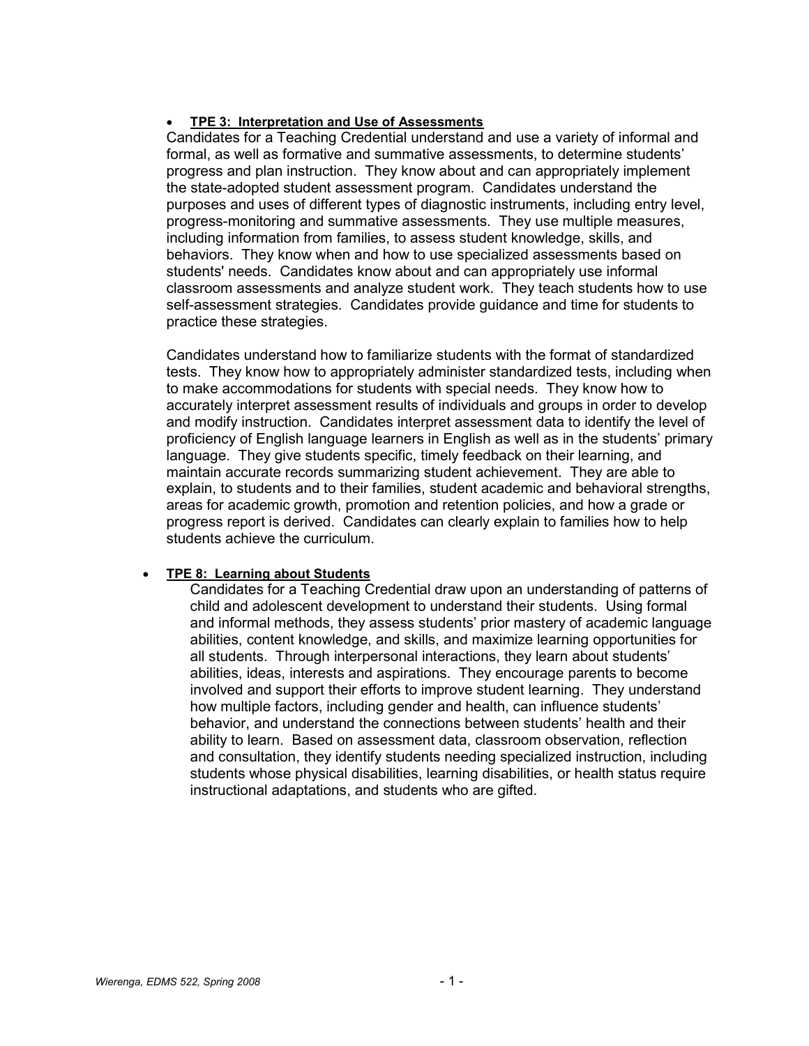- **TPE 3: Interpretation and Use of Assessments**

  Candidates for a Teaching Credential understand and use a variety of informal and formal, as well as formative and summative assessments, to determine students' progress and plan instruction. They know about and can appropriately implement the state-adopted student assessment program. Candidates understand the purposes and uses of different types of diagnostic instruments, including entry level, progress-monitoring and summative assessments. They use multiple measures, including information from families, to assess student knowledge, skills, and behaviors. They know when and how to use specialized assessments based on students' needs. Candidates know about and can appropriately use informal classroom assessments and analyze student work. They teach students how to use self-assessment strategies. Candidates provide guidance and time for students to practice these strategies.

  Candidates understand how to familiarize students with the format of standardized tests. They know how to appropriately administer standardized tests, including when to make accommodations for students with special needs. They know how to accurately interpret assessment results of individuals and groups in order to develop and modify instruction. Candidates interpret assessment data to identify the level of proficiency of English language learners in English as well as in the students' primary language. They give students specific, timely feedback on their learning, and maintain accurate records summarizing student achievement. They are able to explain, to students and to their families, student academic and behavioral strengths, areas for academic growth, promotion and retention policies, and how a grade or progress report is derived. Candidates can clearly explain to families how to help students achieve the curriculum.

- **TPE 8: Learning about Students**

  Candidates for a Teaching Credential draw upon an understanding of patterns of child and adolescent development to understand their students. Using formal and informal methods, they assess students' prior mastery of academic language abilities, content knowledge, and skills, and maximize learning opportunities for all students. Through interpersonal interactions, they learn about students' abilities, ideas, interests and aspirations. They encourage parents to become involved and support their efforts to improve student learning. They understand how multiple factors, including gender and health, can influence students' behavior, and understand the connections between students' health and their ability to learn. Based on assessment data, classroom observation, reflection and consultation, they identify students needing specialized instruction, including students whose physical disabilities, learning disabilities, or health status require instructional adaptations, and students who are gifted.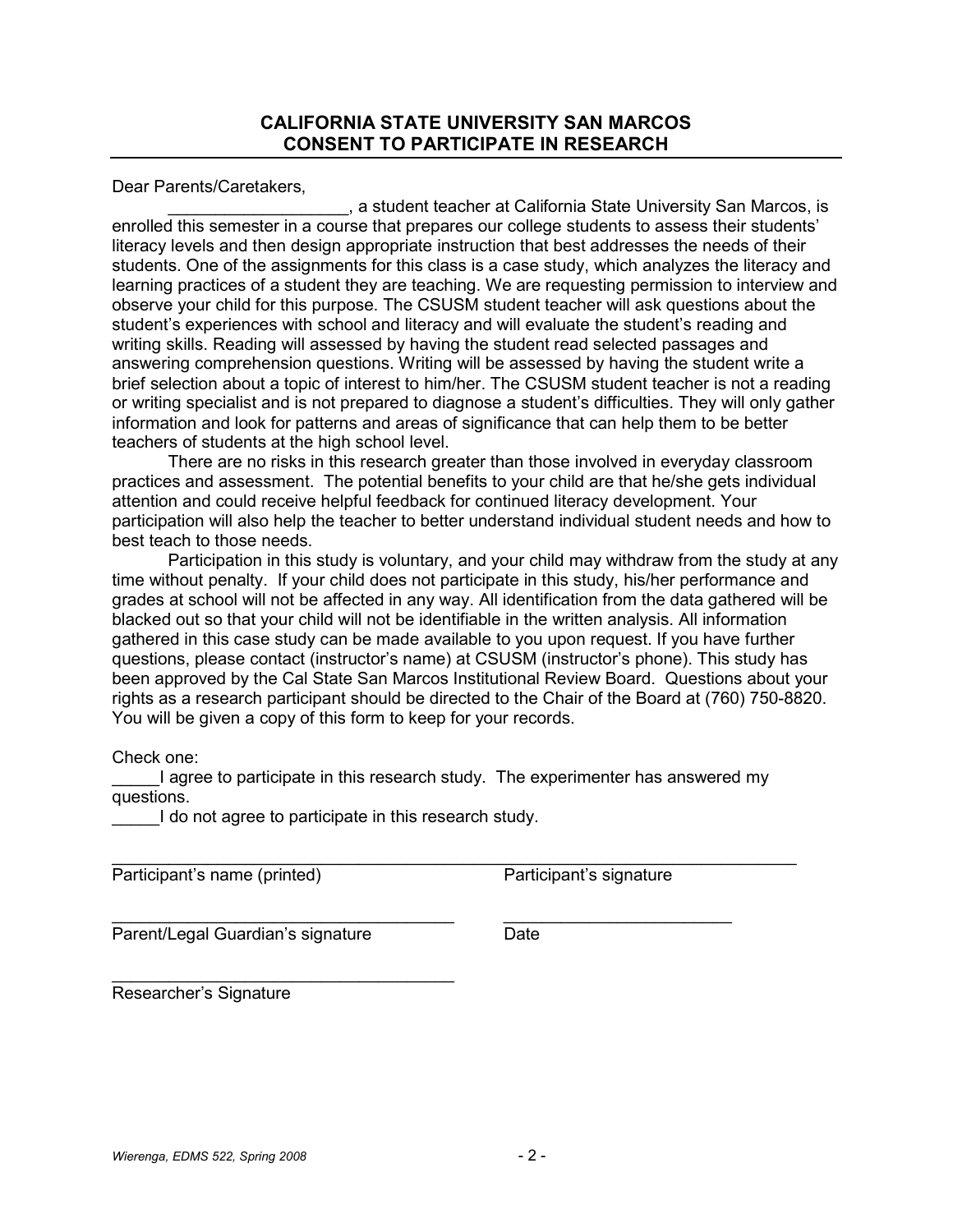## CALIFORNIA STATE UNIVERSITY SAN MARCOS
## CONSENT TO PARTICIPATE IN RESEARCH

Dear Parents/Caretakers,

___________________, a student teacher at California State University San Marcos, is enrolled this semester in a course that prepares our college students to assess their students' literacy levels and then design appropriate instruction that best addresses the needs of their students. One of the assignments for this class is a case study, which analyzes the literacy and learning practices of a student they are teaching. We are requesting permission to interview and observe your child for this purpose. The CSUSM student teacher will ask questions about the student's experiences with school and literacy and will evaluate the student's reading and writing skills. Reading will assessed by having the student read selected passages and answering comprehension questions. Writing will be assessed by having the student write a brief selection about a topic of interest to him/her. The CSUSM student teacher is not a reading or writing specialist and is not prepared to diagnose a student's difficulties. They will only gather information and look for patterns and areas of significance that can help them to be better teachers of students at the high school level.

There are no risks in this research greater than those involved in everyday classroom practices and assessment. The potential benefits to your child are that he/she gets individual attention and could receive helpful feedback for continued literacy development. Your participation will also help the teacher to better understand individual student needs and how to best teach to those needs.

Participation in this study is voluntary, and your child may withdraw from the study at any time without penalty. If your child does not participate in this study, his/her performance and grades at school will not be affected in any way. All identification from the data gathered will be blacked out so that your child will not be identifiable in the written analysis. All information gathered in this case study can be made available to you upon request. If you have further questions, please contact (instructor's name) at CSUSM (instructor's phone). This study has been approved by the Cal State San Marcos Institutional Review Board. Questions about your rights as a research participant should be directed to the Chair of the Board at (760) 750-8820. You will be given a copy of this form to keep for your records.

Check one:

_____I agree to participate in this research study. The experimenter has answered my questions.

_____I do not agree to participate in this research study.

_____________________________________________________________________________

Participant's name (printed) Participant's signature

____________________________________ ________________________

Parent/Legal Guardian's signature Date

____________________________________

Researcher's Signature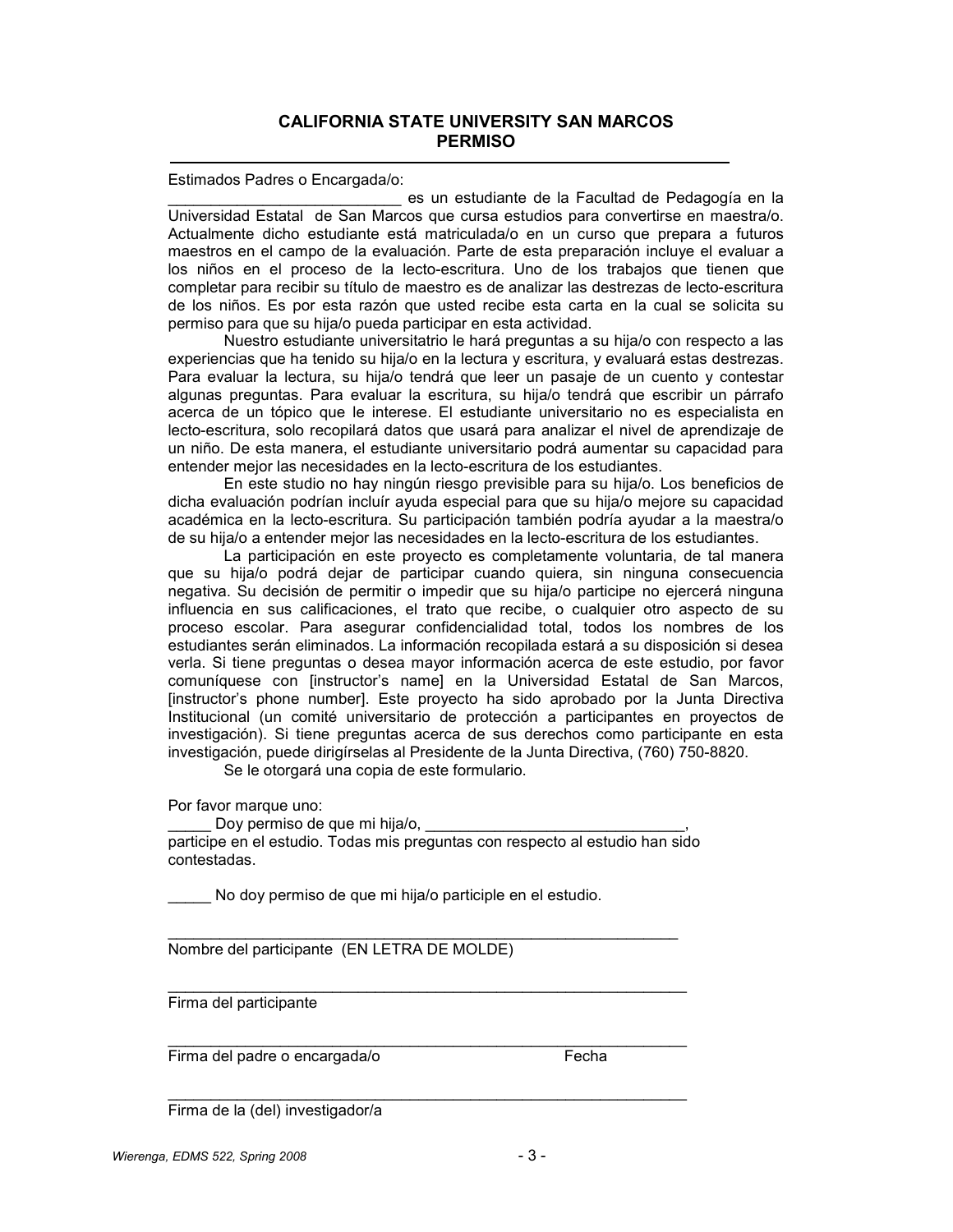**CALIFORNIA STATE UNIVERSITY SAN MARCOS**
**PERMISO**

---

Estimados Padres o Encargada/o:

___________________________ es un estudiante de la Facultad de Pedagogía en la Universidad Estatal de San Marcos que cursa estudios para convertirse en maestra/o. Actualmente dicho estudiante está matriculada/o en un curso que prepara a futuros maestros en el campo de la evaluación. Parte de esta preparación incluye el evaluar a los niños en el proceso de la lecto-escritura. Uno de los trabajos que tienen que completar para recibir su título de maestro es de analizar las destrezas de lecto-escritura de los niños. Es por esta razón que usted recibe esta carta en la cual se solicita su permiso para que su hija/o pueda participar en esta actividad.

Nuestro estudiante universitatrio le hará preguntas a su hija/o con respecto a las experiencias que ha tenido su hija/o en la lectura y escritura, y evaluará estas destrezas. Para evaluar la lectura, su hija/o tendrá que leer un pasaje de un cuento y contestar algunas preguntas. Para evaluar la escritura, su hija/o tendrá que escribir un párrafo acerca de un tópico que le interese. El estudiante universitario no es especialista en lecto-escritura, solo recopilará datos que usará para analizar el nivel de aprendizaje de un niño. De esta manera, el estudiante universitario podrá aumentar su capacidad para entender mejor las necesidades en la lecto-escritura de los estudiantes.

En este studio no hay ningún riesgo previsible para su hija/o. Los beneficios de dicha evaluación podrían incluír ayuda especial para que su hija/o mejore su capacidad académica en la lecto-escritura. Su participación también podría ayudar a la maestra/o de su hija/o a entender mejor las necesidades en la lecto-escritura de los estudiantes.

La participación en este proyecto es completamente voluntaria, de tal manera que su hija/o podrá dejar de participar cuando quiera, sin ninguna consecuencia negativa. Su decisión de permitir o impedir que su hija/o participe no ejercerá ninguna influencia en sus calificaciones, el trato que recibe, o cualquier otro aspecto de su proceso escolar. Para asegurar confidencialidad total, todos los nombres de los estudiantes serán eliminados. La información recopilada estará a su disposición si desea verla. Si tiene preguntas o desea mayor información acerca de este estudio, por favor comuníquese con [instructor's name] en la Universidad Estatal de San Marcos, [instructor's phone number]. Este proyecto ha sido aprobado por la Junta Directiva Institucional (un comité universitario de protección a participantes en proyectos de investigación). Si tiene preguntas acerca de sus derechos como participante en esta investigación, puede dirigírselas al Presidente de la Junta Directiva, (760) 750-8820.

Se le otorgará una copia de este formulario.

Por favor marque uno:

_____ Doy permiso de que mi hija/o, ______________________________, participe en el estudio. Todas mis preguntas con respecto al estudio han sido contestadas.

_____ No doy permiso de que mi hija/o participle en el estudio.

_______________________________________________________________
Nombre del participante (EN LETRA DE MOLDE)

_______________________________________________________________
Firma del participante

_______________________________________________________________
Firma del padre o encargada/o                                        Fecha

_______________________________________________________________
Firma de la (del) investigador/a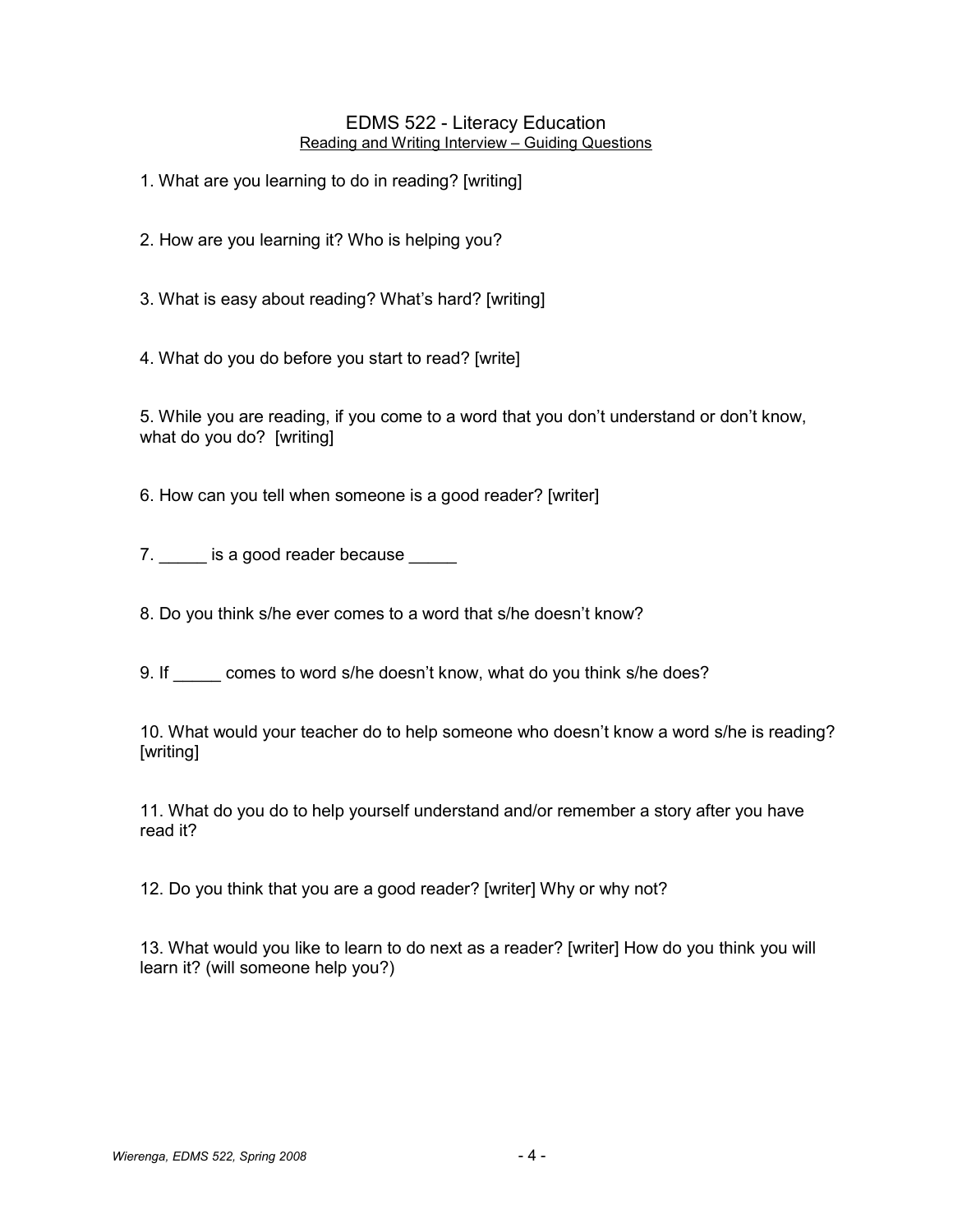# EDMS 522 - Literacy Education

## Reading and Writing Interview – Guiding Questions

1. What are you learning to do in reading? [writing]

2. How are you learning it? Who is helping you?

3. What is easy about reading? What's hard? [writing]

4. What do you do before you start to read? [write]

5. While you are reading, if you come to a word that you don't understand or don't know, what do you do? [writing]

6. How can you tell when someone is a good reader? [writer]

7. _____ is a good reader because _____

8. Do you think s/he ever comes to a word that s/he doesn't know?

9. If _____ comes to word s/he doesn't know, what do you think s/he does?

10. What would your teacher do to help someone who doesn't know a word s/he is reading? [writing]

11. What do you do to help yourself understand and/or remember a story after you have read it?

12. Do you think that you are a good reader? [writer] Why or why not?

13. What would you like to learn to do next as a reader? [writer] How do you think you will learn it? (will someone help you?)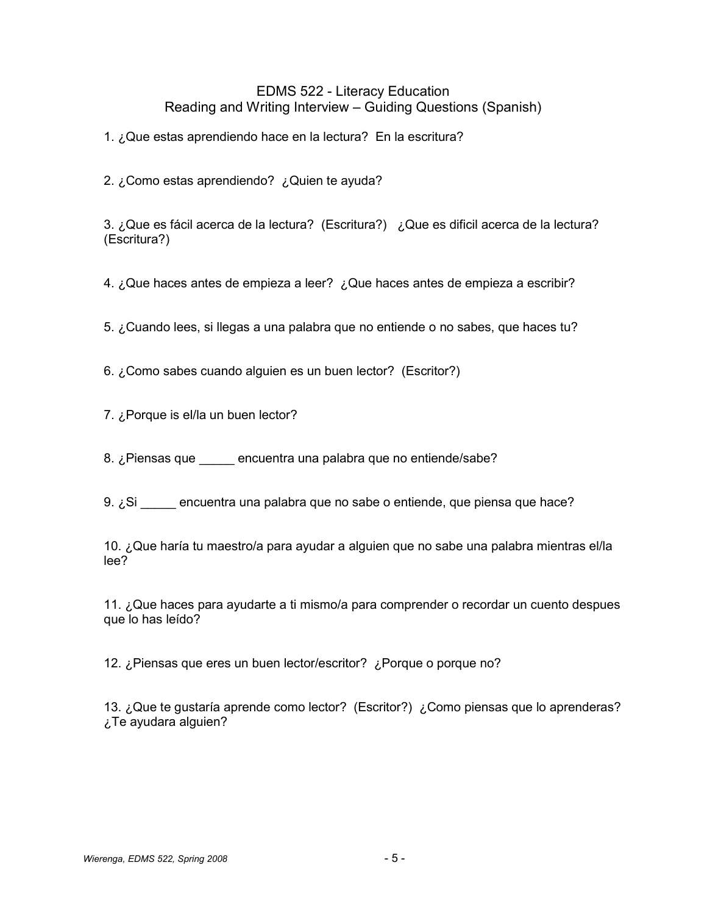# EDMS 522 - Literacy Education
## Reading and Writing Interview – Guiding Questions (Spanish)

1. ¿Que estas aprendiendo hace en la lectura? En la escritura?

2. ¿Como estas aprendiendo? ¿Quien te ayuda?

3. ¿Que es fácil acerca de la lectura? (Escritura?) ¿Que es dificil acerca de la lectura? (Escritura?)

4. ¿Que haces antes de empieza a leer? ¿Que haces antes de empieza a escribir?

5. ¿Cuando lees, si llegas a una palabra que no entiende o no sabes, que haces tu?

6. ¿Como sabes cuando alguien es un buen lector? (Escritor?)

7. ¿Porque is el/la un buen lector?

8. ¿Piensas que _____ encuentra una palabra que no entiende/sabe?

9. ¿Si _____ encuentra una palabra que no sabe o entiende, que piensa que hace?

10. ¿Que haría tu maestro/a para ayudar a alguien que no sabe una palabra mientras el/la lee?

11. ¿Que haces para ayudarte a ti mismo/a para comprender o recordar un cuento despues que lo has leído?

12. ¿Piensas que eres un buen lector/escritor? ¿Porque o porque no?

13. ¿Que te gustaría aprende como lector? (Escritor?) ¿Como piensas que lo aprenderas? ¿Te ayudara alguien?